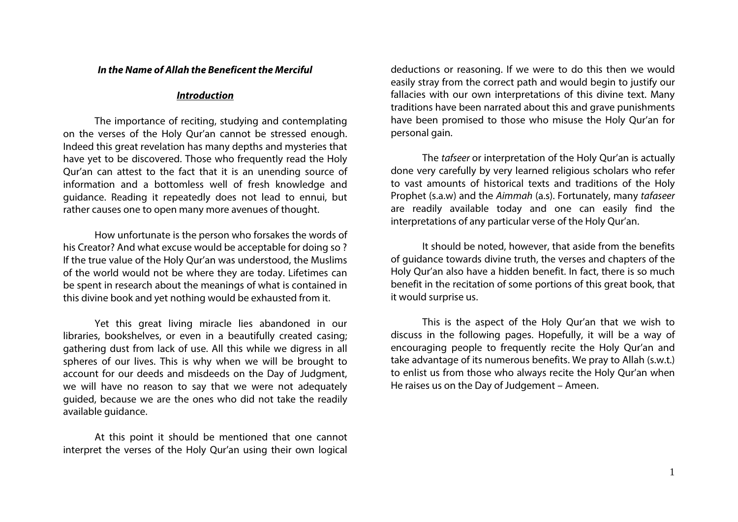***In the Name of Allah the Beneficent the Merciful***

## ***Introduction***

The importance of reciting, studying and contemplating on the verses of the Holy Qur'an cannot be stressed enough. Indeed this great revelation has many depths and mysteries that have yet to be discovered. Those who frequently read the Holy Qur'an can attest to the fact that it is an unending source of information and a bottomless well of fresh knowledge and guidance. Reading it repeatedly does not lead to ennui, but rather causes one to open many more avenues of thought.

How unfortunate is the person who forsakes the words of his Creator? And what excuse would be acceptable for doing so ? If the true value of the Holy Qur'an was understood, the Muslims of the world would not be where they are today. Lifetimes can be spent in research about the meanings of what is contained in this divine book and yet nothing would be exhausted from it.

Yet this great living miracle lies abandoned in our libraries, bookshelves, or even in a beautifully created casing; gathering dust from lack of use. All this while we digress in all spheres of our lives. This is why when we will be brought to account for our deeds and misdeeds on the Day of Judgment, we will have no reason to say that we were not adequately guided, because we are the ones who did not take the readily available guidance.

At this point it should be mentioned that one cannot interpret the verses of the Holy Qur'an using their own logical deductions or reasoning. If we were to do this then we would easily stray from the correct path and would begin to justify our fallacies with our own interpretations of this divine text. Many traditions have been narrated about this and grave punishments have been promised to those who misuse the Holy Qur'an for personal gain.

The *tafseer* or interpretation of the Holy Qur'an is actually done very carefully by very learned religious scholars who refer to vast amounts of historical texts and traditions of the Holy Prophet (s.a.w) and the *Aimmah* (a.s). Fortunately, many *tafaseer* are readily available today and one can easily find the interpretations of any particular verse of the Holy Qur'an.

It should be noted, however, that aside from the benefits of guidance towards divine truth, the verses and chapters of the Holy Qur'an also have a hidden benefit. In fact, there is so much benefit in the recitation of some portions of this great book, that it would surprise us.

This is the aspect of the Holy Qur'an that we wish to discuss in the following pages. Hopefully, it will be a way of encouraging people to frequently recite the Holy Qur'an and take advantage of its numerous benefits. We pray to Allah (s.w.t.) to enlist us from those who always recite the Holy Qur'an when He raises us on the Day of Judgement – Ameen.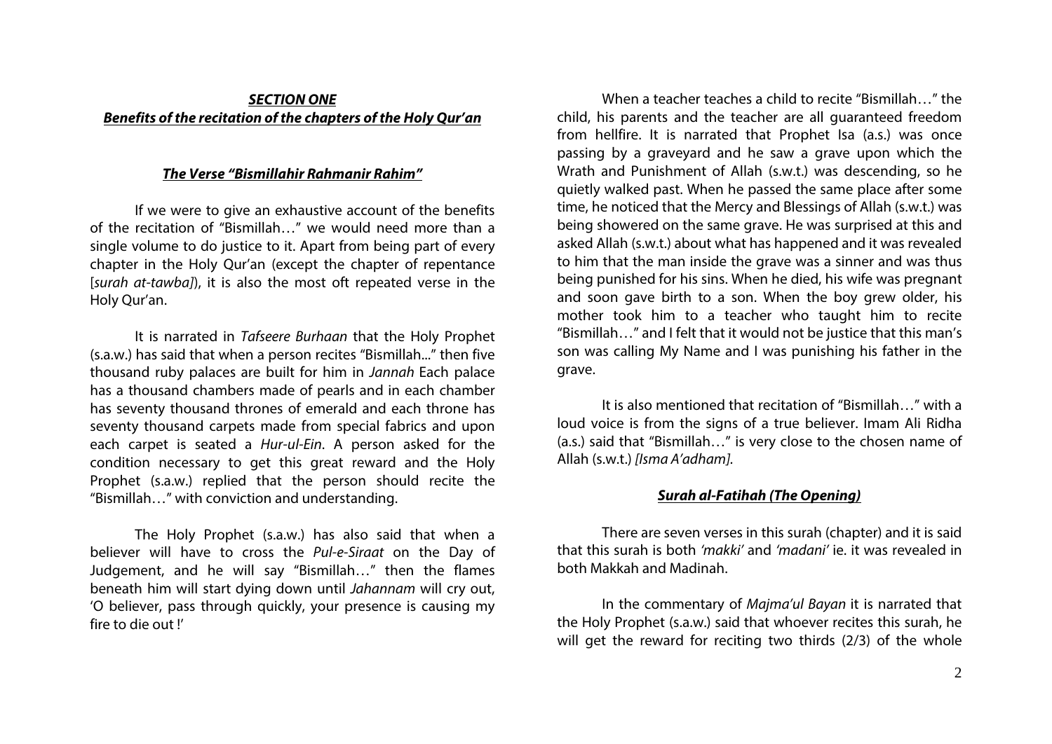## ***SECTION ONE***
## ***Benefits of the recitation of the chapters of the Holy Qur'an***

### ***The Verse "Bismillahir Rahmanir Rahim"***

If we were to give an exhaustive account of the benefits of the recitation of "Bismillah…" we would need more than a single volume to do justice to it. Apart from being part of every chapter in the Holy Qur'an (except the chapter of repentance [*surah at-tawba]*), it is also the most oft repeated verse in the Holy Qur'an.

It is narrated in *Tafseere Burhaan* that the Holy Prophet (s.a.w.) has said that when a person recites "Bismillah..." then five thousand ruby palaces are built for him in *Jannah* Each palace has a thousand chambers made of pearls and in each chamber has seventy thousand thrones of emerald and each throne has seventy thousand carpets made from special fabrics and upon each carpet is seated a *Hur-ul-Ein*. A person asked for the condition necessary to get this great reward and the Holy Prophet (s.a.w.) replied that the person should recite the "Bismillah…" with conviction and understanding.

The Holy Prophet (s.a.w.) has also said that when a believer will have to cross the *Pul-e-Siraat* on the Day of Judgement, and he will say "Bismillah…" then the flames beneath him will start dying down until *Jahannam* will cry out, 'O believer, pass through quickly, your presence is causing my fire to die out !'

When a teacher teaches a child to recite "Bismillah…" the child, his parents and the teacher are all guaranteed freedom from hellfire. It is narrated that Prophet Isa (a.s.) was once passing by a graveyard and he saw a grave upon which the Wrath and Punishment of Allah (s.w.t.) was descending, so he quietly walked past. When he passed the same place after some time, he noticed that the Mercy and Blessings of Allah (s.w.t.) was being showered on the same grave. He was surprised at this and asked Allah (s.w.t.) about what has happened and it was revealed to him that the man inside the grave was a sinner and was thus being punished for his sins. When he died, his wife was pregnant and soon gave birth to a son. When the boy grew older, his mother took him to a teacher who taught him to recite "Bismillah…" and I felt that it would not be justice that this man's son was calling My Name and I was punishing his father in the grave.

It is also mentioned that recitation of "Bismillah…" with a loud voice is from the signs of a true believer. Imam Ali Ridha (a.s.) said that "Bismillah…" is very close to the chosen name of Allah (s.w.t.) *[Isma A'adham].*

### ***Surah al-Fatihah (The Opening)***

There are seven verses in this surah (chapter) and it is said that this surah is both *'makki'* and *'madani'* ie. it was revealed in both Makkah and Madinah.

In the commentary of *Majma'ul Bayan* it is narrated that the Holy Prophet (s.a.w.) said that whoever recites this surah, he will get the reward for reciting two thirds (2/3) of the whole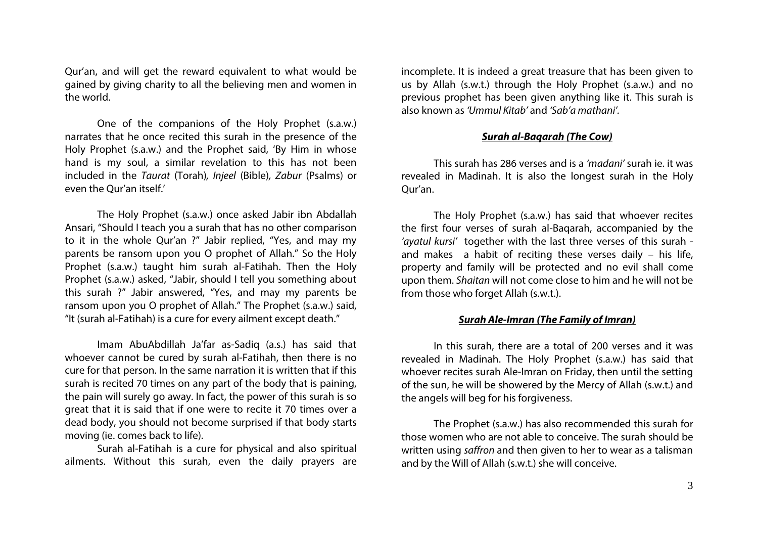Qur'an, and will get the reward equivalent to what would be gained by giving charity to all the believing men and women in the world.

One of the companions of the Holy Prophet (s.a.w.) narrates that he once recited this surah in the presence of the Holy Prophet (s.a.w.) and the Prophet said, 'By Him in whose hand is my soul, a similar revelation to this has not been included in the *Taurat* (Torah), *Injeel* (Bible), *Zabur* (Psalms) or even the Qur'an itself.'

The Holy Prophet (s.a.w.) once asked Jabir ibn Abdallah Ansari, "Should I teach you a surah that has no other comparison to it in the whole Qur'an ?" Jabir replied, "Yes, and may my parents be ransom upon you O prophet of Allah." So the Holy Prophet (s.a.w.) taught him surah al-Fatihah. Then the Holy Prophet (s.a.w.) asked, "Jabir, should I tell you something about this surah ?" Jabir answered, "Yes, and may my parents be ransom upon you O prophet of Allah." The Prophet (s.a.w.) said, "It (surah al-Fatihah) is a cure for every ailment except death."

Imam AbuAbdillah Ja'far as-Sadiq (a.s.) has said that whoever cannot be cured by surah al-Fatihah, then there is no cure for that person. In the same narration it is written that if this surah is recited 70 times on any part of the body that is paining, the pain will surely go away. In fact, the power of this surah is so great that it is said that if one were to recite it 70 times over a dead body, you should not become surprised if that body starts moving (ie. comes back to life).

Surah al-Fatihah is a cure for physical and also spiritual ailments. Without this surah, even the daily prayers are incomplete. It is indeed a great treasure that has been given to us by Allah (s.w.t.) through the Holy Prophet (s.a.w.) and no previous prophet has been given anything like it. This surah is also known as *'Ummul Kitab'* and *'Sab'a mathani'*.

## ***Surah al-Baqarah (The Cow)***

This surah has 286 verses and is a *'madani'* surah ie. it was revealed in Madinah. It is also the longest surah in the Holy Qur'an.

The Holy Prophet (s.a.w.) has said that whoever recites the first four verses of surah al-Baqarah, accompanied by the *'ayatul kursi'* together with the last three verses of this surah - and makes a habit of reciting these verses daily – his life, property and family will be protected and no evil shall come upon them. *Shaitan* will not come close to him and he will not be from those who forget Allah (s.w.t.).

## ***Surah Ale-Imran (The Family of Imran)***

In this surah, there are a total of 200 verses and it was revealed in Madinah. The Holy Prophet (s.a.w.) has said that whoever recites surah Ale-Imran on Friday, then until the setting of the sun, he will be showered by the Mercy of Allah (s.w.t.) and the angels will beg for his forgiveness.

The Prophet (s.a.w.) has also recommended this surah for those women who are not able to conceive. The surah should be written using *saffron* and then given to her to wear as a talisman and by the Will of Allah (s.w.t.) she will conceive.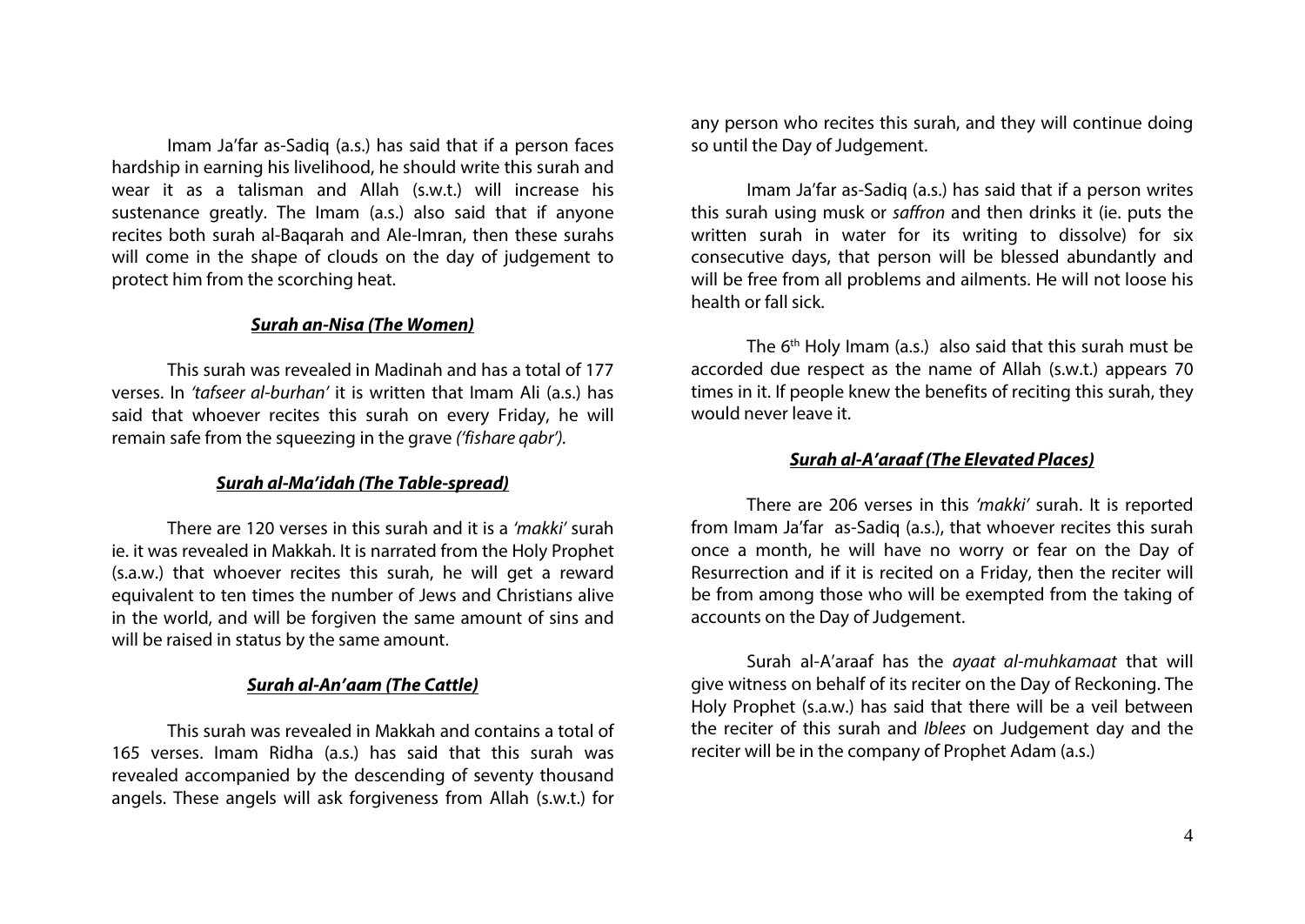Imam Ja'far as-Sadiq (a.s.) has said that if a person faces hardship in earning his livelihood, he should write this surah and wear it as a talisman and Allah (s.w.t.) will increase his sustenance greatly. The Imam (a.s.) also said that if anyone recites both surah al-Baqarah and Ale-Imran, then these surahs will come in the shape of clouds on the day of judgement to protect him from the scorching heat.

### ***Surah an-Nisa (The Women)***

This surah was revealed in Madinah and has a total of 177 verses. In *'tafseer al-burhan'* it is written that Imam Ali (a.s.) has said that whoever recites this surah on every Friday, he will remain safe from the squeezing in the grave *('fishare qabr')*.

### ***Surah al-Ma'idah (The Table-spread)***

There are 120 verses in this surah and it is a *'makki'* surah ie. it was revealed in Makkah. It is narrated from the Holy Prophet (s.a.w.) that whoever recites this surah, he will get a reward equivalent to ten times the number of Jews and Christians alive in the world, and will be forgiven the same amount of sins and will be raised in status by the same amount.

### ***Surah al-An'aam (The Cattle)***

This surah was revealed in Makkah and contains a total of 165 verses. Imam Ridha (a.s.) has said that this surah was revealed accompanied by the descending of seventy thousand angels. These angels will ask forgiveness from Allah (s.w.t.) for any person who recites this surah, and they will continue doing so until the Day of Judgement.

Imam Ja'far as-Sadiq (a.s.) has said that if a person writes this surah using musk or *saffron* and then drinks it (ie. puts the written surah in water for its writing to dissolve) for six consecutive days, that person will be blessed abundantly and will be free from all problems and ailments. He will not loose his health or fall sick.

The 6th Holy Imam (a.s.) also said that this surah must be accorded due respect as the name of Allah (s.w.t.) appears 70 times in it. If people knew the benefits of reciting this surah, they would never leave it.

### ***Surah al-A'araaf (The Elevated Places)***

There are 206 verses in this *'makki'* surah. It is reported from Imam Ja'far as-Sadiq (a.s.), that whoever recites this surah once a month, he will have no worry or fear on the Day of Resurrection and if it is recited on a Friday, then the reciter will be from among those who will be exempted from the taking of accounts on the Day of Judgement.

Surah al-A'araaf has the *ayaat al-muhkamaat* that will give witness on behalf of its reciter on the Day of Reckoning. The Holy Prophet (s.a.w.) has said that there will be a veil between the reciter of this surah and *Iblees* on Judgement day and the reciter will be in the company of Prophet Adam (a.s.)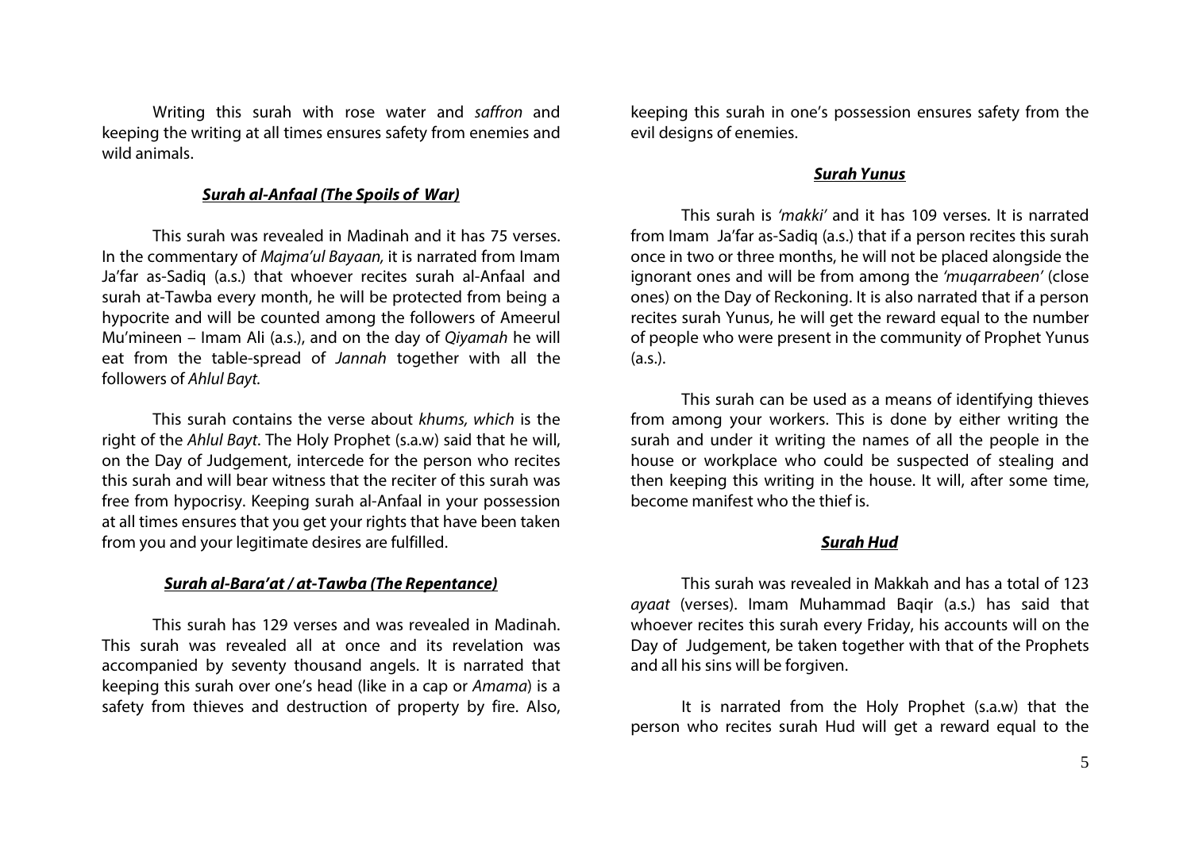Writing this surah with rose water and *saffron* and keeping the writing at all times ensures safety from enemies and wild animals.

### ***Surah al-Anfaal (The Spoils of War)***

This surah was revealed in Madinah and it has 75 verses. In the commentary of *Majma'ul Bayaan,* it is narrated from Imam Ja'far as-Sadiq (a.s.) that whoever recites surah al-Anfaal and surah at-Tawba every month, he will be protected from being a hypocrite and will be counted among the followers of Ameerul Mu'mineen – Imam Ali (a.s.), and on the day of *Qiyamah* he will eat from the table-spread of *Jannah* together with all the followers of *Ahlul Bayt.*

This surah contains the verse about *khums, which* is the right of the *Ahlul Bayt*. The Holy Prophet (s.a.w) said that he will, on the Day of Judgement, intercede for the person who recites this surah and will bear witness that the reciter of this surah was free from hypocrisy. Keeping surah al-Anfaal in your possession at all times ensures that you get your rights that have been taken from you and your legitimate desires are fulfilled.

### ***Surah al-Bara'at / at-Tawba (The Repentance)***

This surah has 129 verses and was revealed in Madinah. This surah was revealed all at once and its revelation was accompanied by seventy thousand angels. It is narrated that keeping this surah over one's head (like in a cap or *Amama*) is a safety from thieves and destruction of property by fire. Also, keeping this surah in one's possession ensures safety from the evil designs of enemies.

### ***Surah Yunus***

This surah is *'makki'* and it has 109 verses. It is narrated from Imam Ja'far as-Sadiq (a.s.) that if a person recites this surah once in two or three months, he will not be placed alongside the ignorant ones and will be from among the *'muqarrabeen'* (close ones) on the Day of Reckoning. It is also narrated that if a person recites surah Yunus, he will get the reward equal to the number of people who were present in the community of Prophet Yunus (a.s.).

This surah can be used as a means of identifying thieves from among your workers. This is done by either writing the surah and under it writing the names of all the people in the house or workplace who could be suspected of stealing and then keeping this writing in the house. It will, after some time, become manifest who the thief is.

### ***Surah Hud***

This surah was revealed in Makkah and has a total of 123 *ayaat* (verses). Imam Muhammad Baqir (a.s.) has said that whoever recites this surah every Friday, his accounts will on the Day of Judgement, be taken together with that of the Prophets and all his sins will be forgiven.

It is narrated from the Holy Prophet (s.a.w) that the person who recites surah Hud will get a reward equal to the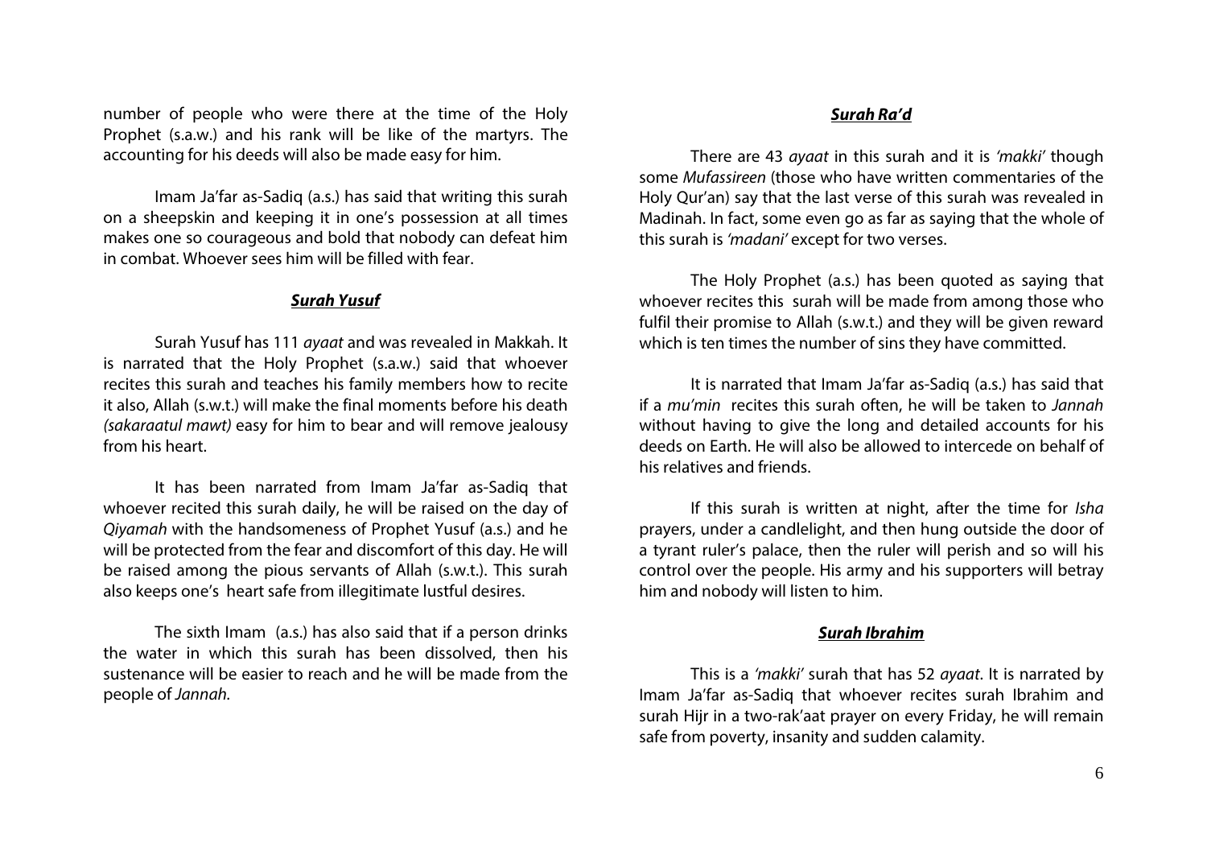number of people who were there at the time of the Holy Prophet (s.a.w.) and his rank will be like of the martyrs. The accounting for his deeds will also be made easy for him.

Imam Ja'far as-Sadiq (a.s.) has said that writing this surah on a sheepskin and keeping it in one's possession at all times makes one so courageous and bold that nobody can defeat him in combat. Whoever sees him will be filled with fear.

### ***Surah Yusuf***

Surah Yusuf has 111 *ayaat* and was revealed in Makkah. It is narrated that the Holy Prophet (s.a.w.) said that whoever recites this surah and teaches his family members how to recite it also, Allah (s.w.t.) will make the final moments before his death *(sakaraatul mawt)* easy for him to bear and will remove jealousy from his heart.

It has been narrated from Imam Ja'far as-Sadiq that whoever recited this surah daily, he will be raised on the day of *Qiyamah* with the handsomeness of Prophet Yusuf (a.s.) and he will be protected from the fear and discomfort of this day. He will be raised among the pious servants of Allah (s.w.t.). This surah also keeps one's heart safe from illegitimate lustful desires.

The sixth Imam (a.s.) has also said that if a person drinks the water in which this surah has been dissolved, then his sustenance will be easier to reach and he will be made from the people of *Jannah.*

### ***Surah Ra'd***

There are 43 *ayaat* in this surah and it is *'makki'* though some *Mufassireen* (those who have written commentaries of the Holy Qur'an) say that the last verse of this surah was revealed in Madinah. In fact, some even go as far as saying that the whole of this surah is *'madani'* except for two verses.

The Holy Prophet (a.s.) has been quoted as saying that whoever recites this surah will be made from among those who fulfil their promise to Allah (s.w.t.) and they will be given reward which is ten times the number of sins they have committed.

It is narrated that Imam Ja'far as-Sadiq (a.s.) has said that if a *mu'min* recites this surah often, he will be taken to *Jannah* without having to give the long and detailed accounts for his deeds on Earth. He will also be allowed to intercede on behalf of his relatives and friends.

If this surah is written at night, after the time for *Isha* prayers, under a candlelight, and then hung outside the door of a tyrant ruler's palace, then the ruler will perish and so will his control over the people. His army and his supporters will betray him and nobody will listen to him.

### ***Surah Ibrahim***

This is a *'makki'* surah that has 52 *ayaat*. It is narrated by Imam Ja'far as-Sadiq that whoever recites surah Ibrahim and surah Hijr in a two-rak'aat prayer on every Friday, he will remain safe from poverty, insanity and sudden calamity.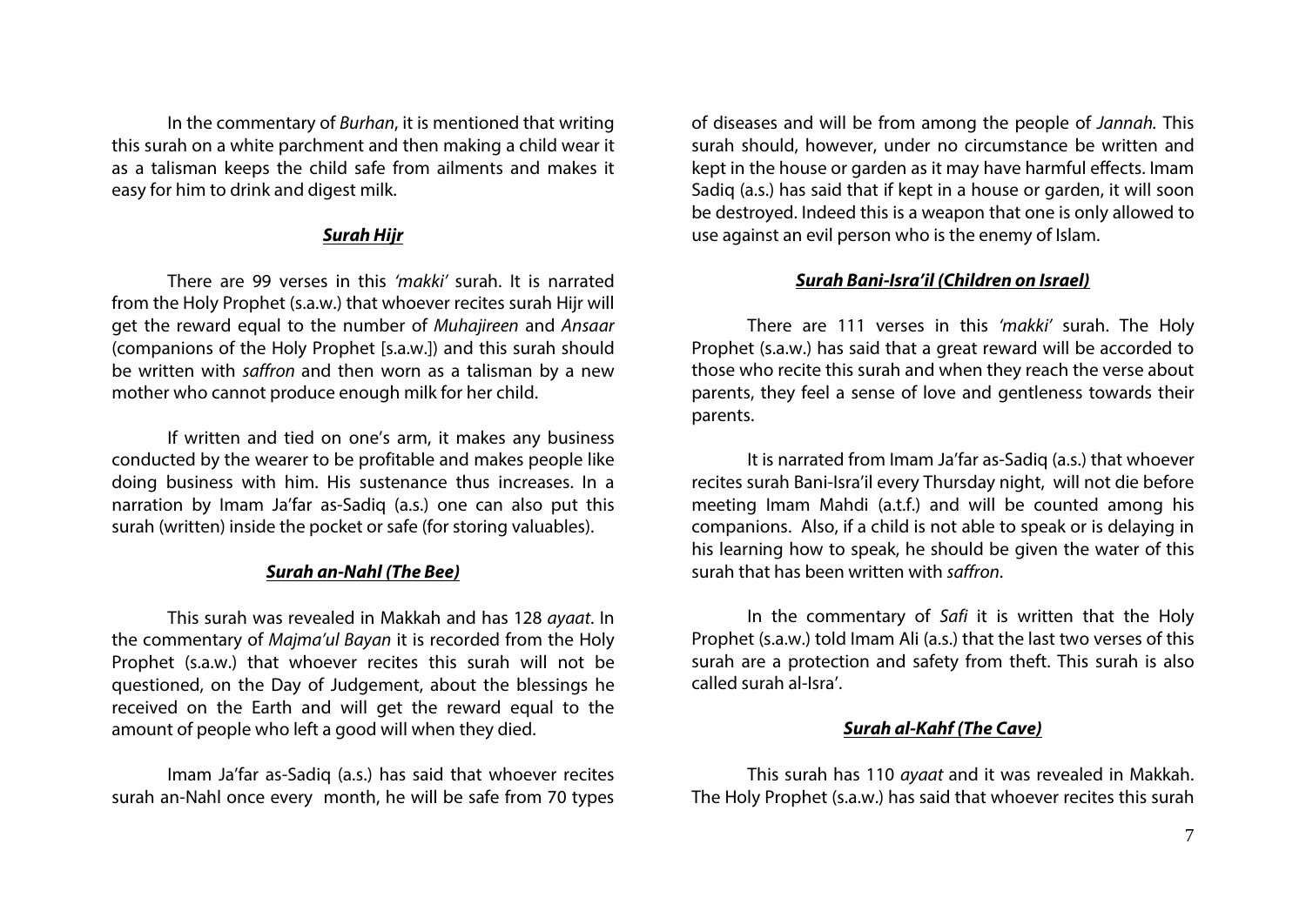In the commentary of *Burhan*, it is mentioned that writing this surah on a white parchment and then making a child wear it as a talisman keeps the child safe from ailments and makes it easy for him to drink and digest milk.

### ***Surah Hijr***

There are 99 verses in this *'makki'* surah. It is narrated from the Holy Prophet (s.a.w.) that whoever recites surah Hijr will get the reward equal to the number of *Muhajireen* and *Ansaar* (companions of the Holy Prophet [s.a.w.]) and this surah should be written with *saffron* and then worn as a talisman by a new mother who cannot produce enough milk for her child.

If written and tied on one's arm, it makes any business conducted by the wearer to be profitable and makes people like doing business with him. His sustenance thus increases. In a narration by Imam Ja'far as-Sadiq (a.s.) one can also put this surah (written) inside the pocket or safe (for storing valuables).

### ***Surah an-Nahl (The Bee)***

This surah was revealed in Makkah and has 128 *ayaat*. In the commentary of *Majma'ul Bayan* it is recorded from the Holy Prophet (s.a.w.) that whoever recites this surah will not be questioned, on the Day of Judgement, about the blessings he received on the Earth and will get the reward equal to the amount of people who left a good will when they died.

Imam Ja'far as-Sadiq (a.s.) has said that whoever recites surah an-Nahl once every month, he will be safe from 70 types of diseases and will be from among the people of *Jannah*. This surah should, however, under no circumstance be written and kept in the house or garden as it may have harmful effects. Imam Sadiq (a.s.) has said that if kept in a house or garden, it will soon be destroyed. Indeed this is a weapon that one is only allowed to use against an evil person who is the enemy of Islam.

### ***Surah Bani-Isra'il (Children on Israel)***

There are 111 verses in this *'makki'* surah. The Holy Prophet (s.a.w.) has said that a great reward will be accorded to those who recite this surah and when they reach the verse about parents, they feel a sense of love and gentleness towards their parents.

It is narrated from Imam Ja'far as-Sadiq (a.s.) that whoever recites surah Bani-Isra'il every Thursday night, will not die before meeting Imam Mahdi (a.t.f.) and will be counted among his companions. Also, if a child is not able to speak or is delaying in his learning how to speak, he should be given the water of this surah that has been written with *saffron*.

In the commentary of *Safi* it is written that the Holy Prophet (s.a.w.) told Imam Ali (a.s.) that the last two verses of this surah are a protection and safety from theft. This surah is also called surah al-Isra'.

### ***Surah al-Kahf (The Cave)***

This surah has 110 *ayaat* and it was revealed in Makkah. The Holy Prophet (s.a.w.) has said that whoever recites this surah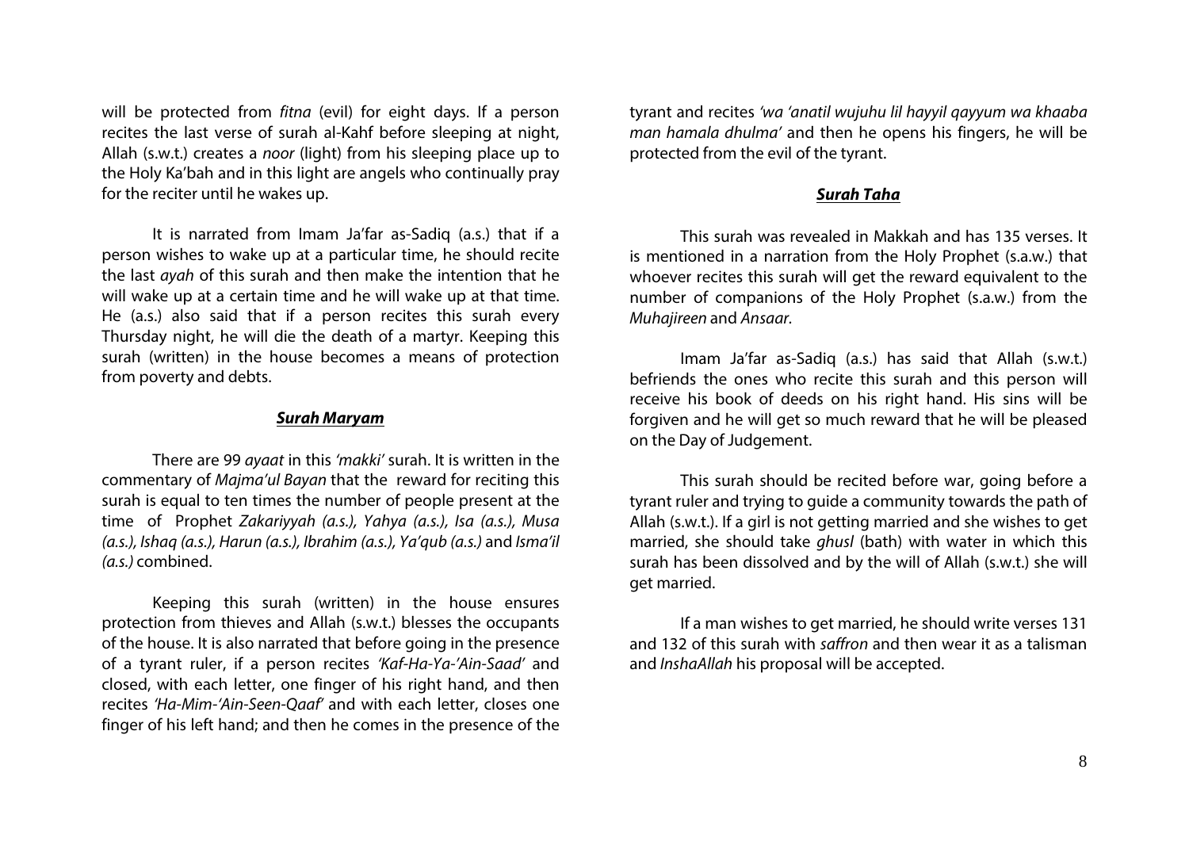will be protected from *fitna* (evil) for eight days. If a person recites the last verse of surah al-Kahf before sleeping at night, Allah (s.w.t.) creates a *noor* (light) from his sleeping place up to the Holy Ka'bah and in this light are angels who continually pray for the reciter until he wakes up.

It is narrated from Imam Ja'far as-Sadiq (a.s.) that if a person wishes to wake up at a particular time, he should recite the last *ayah* of this surah and then make the intention that he will wake up at a certain time and he will wake up at that time. He (a.s.) also said that if a person recites this surah every Thursday night, he will die the death of a martyr. Keeping this surah (written) in the house becomes a means of protection from poverty and debts.

### ***Surah Maryam***

There are 99 *ayaat* in this *'makki'* surah. It is written in the commentary of *Majma'ul Bayan* that the reward for reciting this surah is equal to ten times the number of people present at the time of Prophet *Zakariyyah (a.s.), Yahya (a.s.), Isa (a.s.), Musa (a.s.), Ishaq (a.s.), Harun (a.s.), Ibrahim (a.s.), Ya'qub (a.s.)* and *Isma'il (a.s.)* combined.

Keeping this surah (written) in the house ensures protection from thieves and Allah (s.w.t.) blesses the occupants of the house. It is also narrated that before going in the presence of a tyrant ruler, if a person recites *'Kaf-Ha-Ya-'Ain-Saad'* and closed, with each letter, one finger of his right hand, and then recites *'Ha-Mim-'Ain-Seen-Qaaf'* and with each letter, closes one finger of his left hand; and then he comes in the presence of the tyrant and recites *'wa 'anatil wujuhu lil hayyil qayyum wa khaaba man hamala dhulma'* and then he opens his fingers, he will be protected from the evil of the tyrant.

### ***Surah Taha***

This surah was revealed in Makkah and has 135 verses. It is mentioned in a narration from the Holy Prophet (s.a.w.) that whoever recites this surah will get the reward equivalent to the number of companions of the Holy Prophet (s.a.w.) from the *Muhajireen* and *Ansaar.*

Imam Ja'far as-Sadiq (a.s.) has said that Allah (s.w.t.) befriends the ones who recite this surah and this person will receive his book of deeds on his right hand. His sins will be forgiven and he will get so much reward that he will be pleased on the Day of Judgement.

This surah should be recited before war, going before a tyrant ruler and trying to guide a community towards the path of Allah (s.w.t.). If a girl is not getting married and she wishes to get married, she should take *ghusl* (bath) with water in which this surah has been dissolved and by the will of Allah (s.w.t.) she will get married.

If a man wishes to get married, he should write verses 131 and 132 of this surah with *saffron* and then wear it as a talisman and *InshaAllah* his proposal will be accepted.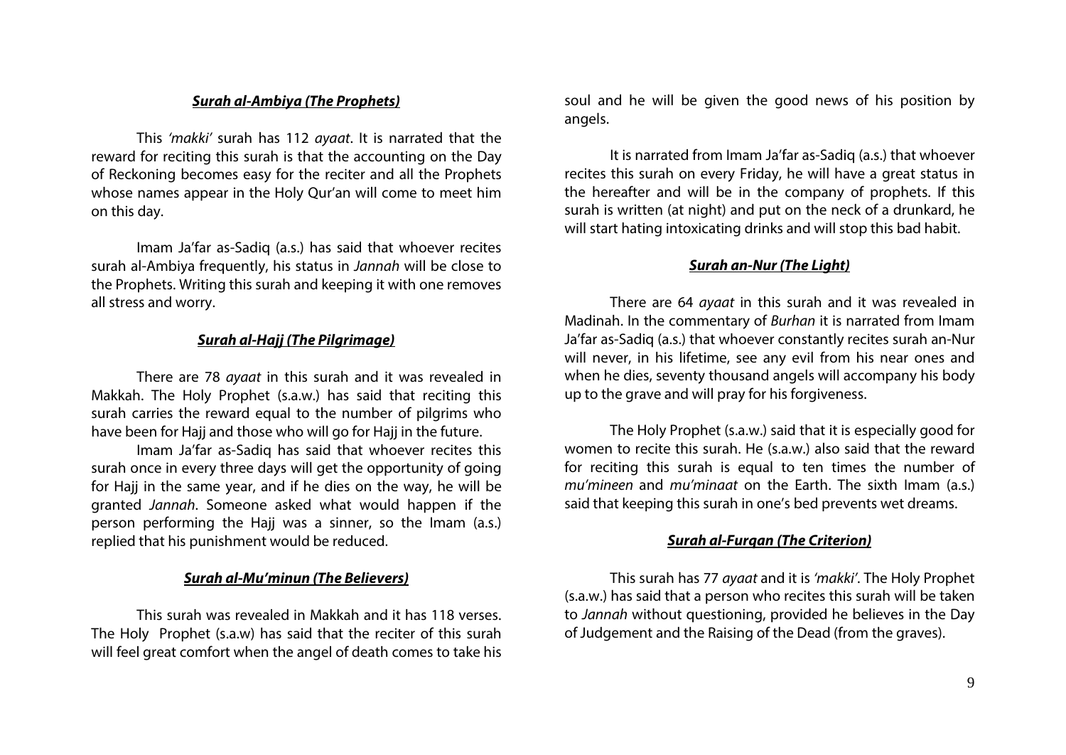***Surah al-Ambiya (The Prophets)***

This *'makki'* surah has 112 *ayaat*. It is narrated that the reward for reciting this surah is that the accounting on the Day of Reckoning becomes easy for the reciter and all the Prophets whose names appear in the Holy Qur'an will come to meet him on this day.

Imam Ja'far as-Sadiq (a.s.) has said that whoever recites surah al-Ambiya frequently, his status in *Jannah* will be close to the Prophets. Writing this surah and keeping it with one removes all stress and worry.

***Surah al-Hajj (The Pilgrimage)***

There are 78 *ayaat* in this surah and it was revealed in Makkah. The Holy Prophet (s.a.w.) has said that reciting this surah carries the reward equal to the number of pilgrims who have been for Hajj and those who will go for Hajj in the future.

Imam Ja'far as-Sadiq has said that whoever recites this surah once in every three days will get the opportunity of going for Hajj in the same year, and if he dies on the way, he will be granted *Jannah*. Someone asked what would happen if the person performing the Hajj was a sinner, so the Imam (a.s.) replied that his punishment would be reduced.

***Surah al-Mu'minun (The Believers)***

This surah was revealed in Makkah and it has 118 verses. The Holy Prophet (s.a.w) has said that the reciter of this surah will feel great comfort when the angel of death comes to take his soul and he will be given the good news of his position by angels.

It is narrated from Imam Ja'far as-Sadiq (a.s.) that whoever recites this surah on every Friday, he will have a great status in the hereafter and will be in the company of prophets. If this surah is written (at night) and put on the neck of a drunkard, he will start hating intoxicating drinks and will stop this bad habit.

***Surah an-Nur (The Light)***

There are 64 *ayaat* in this surah and it was revealed in Madinah. In the commentary of *Burhan* it is narrated from Imam Ja'far as-Sadiq (a.s.) that whoever constantly recites surah an-Nur will never, in his lifetime, see any evil from his near ones and when he dies, seventy thousand angels will accompany his body up to the grave and will pray for his forgiveness.

The Holy Prophet (s.a.w.) said that it is especially good for women to recite this surah. He (s.a.w.) also said that the reward for reciting this surah is equal to ten times the number of *mu'mineen* and *mu'minaat* on the Earth. The sixth Imam (a.s.) said that keeping this surah in one's bed prevents wet dreams.

***Surah al-Furqan (The Criterion)***

This surah has 77 *ayaat* and it is *'makki'*. The Holy Prophet (s.a.w.) has said that a person who recites this surah will be taken to *Jannah* without questioning, provided he believes in the Day of Judgement and the Raising of the Dead (from the graves).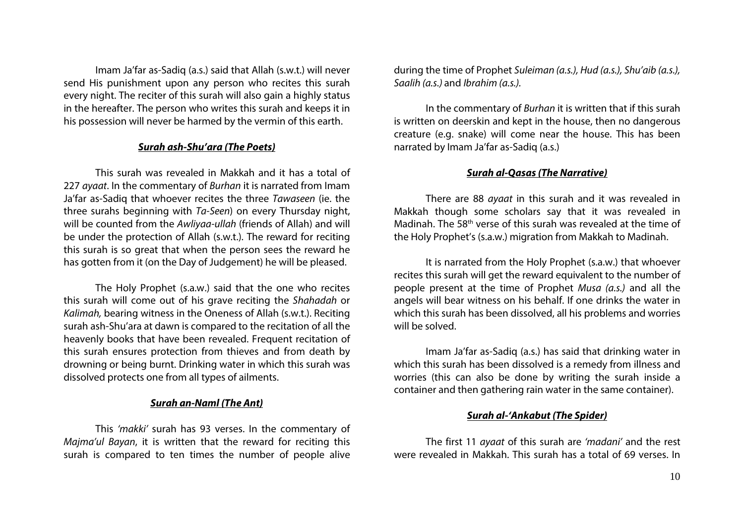Imam Ja'far as-Sadiq (a.s.) said that Allah (s.w.t.) will never send His punishment upon any person who recites this surah every night. The reciter of this surah will also gain a highly status in the hereafter. The person who writes this surah and keeps it in his possession will never be harmed by the vermin of this earth.

### ***Surah ash-Shu'ara (The Poets)***

This surah was revealed in Makkah and it has a total of 227 *ayaat*. In the commentary of *Burhan* it is narrated from Imam Ja'far as-Sadiq that whoever recites the three *Tawaseen* (ie. the three surahs beginning with *Ta-Seen*) on every Thursday night, will be counted from the *Awliyaa-ullah* (friends of Allah) and will be under the protection of Allah (s.w.t.). The reward for reciting this surah is so great that when the person sees the reward he has gotten from it (on the Day of Judgement) he will be pleased.

The Holy Prophet (s.a.w.) said that the one who recites this surah will come out of his grave reciting the *Shahadah* or *Kalimah,* bearing witness in the Oneness of Allah (s.w.t.). Reciting surah ash-Shu'ara at dawn is compared to the recitation of all the heavenly books that have been revealed. Frequent recitation of this surah ensures protection from thieves and from death by drowning or being burnt. Drinking water in which this surah was dissolved protects one from all types of ailments.

### ***Surah an-Naml (The Ant)***

This *'makki'* surah has 93 verses. In the commentary of *Majma'ul Bayan*, it is written that the reward for reciting this surah is compared to ten times the number of people alive during the time of Prophet *Suleiman (a.s.), Hud (a.s.), Shu'aib (a.s.), Saalih (a.s.)* and *Ibrahim (a.s.).*

In the commentary of *Burhan* it is written that if this surah is written on deerskin and kept in the house, then no dangerous creature (e.g. snake) will come near the house. This has been narrated by Imam Ja'far as-Sadiq (a.s.)

### ***Surah al-Qasas (The Narrative)***

There are 88 *ayaat* in this surah and it was revealed in Makkah though some scholars say that it was revealed in Madinah. The 58th verse of this surah was revealed at the time of the Holy Prophet's (s.a.w.) migration from Makkah to Madinah.

It is narrated from the Holy Prophet (s.a.w.) that whoever recites this surah will get the reward equivalent to the number of people present at the time of Prophet *Musa (a.s.)* and all the angels will bear witness on his behalf. If one drinks the water in which this surah has been dissolved, all his problems and worries will be solved.

Imam Ja'far as-Sadiq (a.s.) has said that drinking water in which this surah has been dissolved is a remedy from illness and worries (this can also be done by writing the surah inside a container and then gathering rain water in the same container).

### ***Surah al-'Ankabut (The Spider)***

The first 11 *ayaat* of this surah are *'madani'* and the rest were revealed in Makkah. This surah has a total of 69 verses. In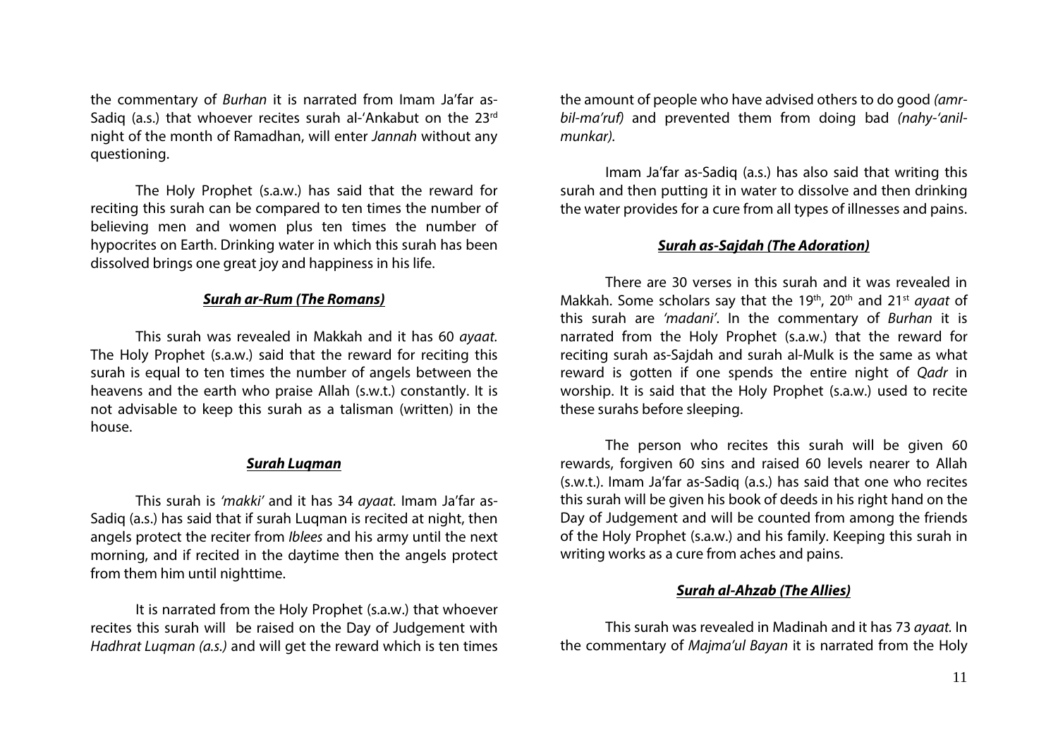the commentary of *Burhan* it is narrated from Imam Ja'far as-Sadiq (a.s.) that whoever recites surah al-'Ankabut on the 23rd night of the month of Ramadhan, will enter *Jannah* without any questioning.

The Holy Prophet (s.a.w.) has said that the reward for reciting this surah can be compared to ten times the number of believing men and women plus ten times the number of hypocrites on Earth. Drinking water in which this surah has been dissolved brings one great joy and happiness in his life.

### ***Surah ar-Rum (The Romans)***

This surah was revealed in Makkah and it has 60 *ayaat*. The Holy Prophet (s.a.w.) said that the reward for reciting this surah is equal to ten times the number of angels between the heavens and the earth who praise Allah (s.w.t.) constantly. It is not advisable to keep this surah as a talisman (written) in the house.

### ***Surah Luqman***

This surah is *'makki'* and it has 34 *ayaat*. Imam Ja'far as-Sadiq (a.s.) has said that if surah Luqman is recited at night, then angels protect the reciter from *Iblees* and his army until the next morning, and if recited in the daytime then the angels protect from them him until nighttime.

It is narrated from the Holy Prophet (s.a.w.) that whoever recites this surah will be raised on the Day of Judgement with *Hadhrat Luqman (a.s.)* and will get the reward which is ten times the amount of people who have advised others to do good *(amr-bil-ma'ruf)* and prevented them from doing bad *(nahy-'anil-munkar)*.

Imam Ja'far as-Sadiq (a.s.) has also said that writing this surah and then putting it in water to dissolve and then drinking the water provides for a cure from all types of illnesses and pains.

### ***Surah as-Sajdah (The Adoration)***

There are 30 verses in this surah and it was revealed in Makkah. Some scholars say that the 19th, 20th and 21st *ayaat* of this surah are *'madani'*. In the commentary of *Burhan* it is narrated from the Holy Prophet (s.a.w.) that the reward for reciting surah as-Sajdah and surah al-Mulk is the same as what reward is gotten if one spends the entire night of *Qadr* in worship. It is said that the Holy Prophet (s.a.w.) used to recite these surahs before sleeping.

The person who recites this surah will be given 60 rewards, forgiven 60 sins and raised 60 levels nearer to Allah (s.w.t.). Imam Ja'far as-Sadiq (a.s.) has said that one who recites this surah will be given his book of deeds in his right hand on the Day of Judgement and will be counted from among the friends of the Holy Prophet (s.a.w.) and his family. Keeping this surah in writing works as a cure from aches and pains.

### ***Surah al-Ahzab (The Allies)***

This surah was revealed in Madinah and it has 73 *ayaat*. In the commentary of *Majma'ul Bayan* it is narrated from the Holy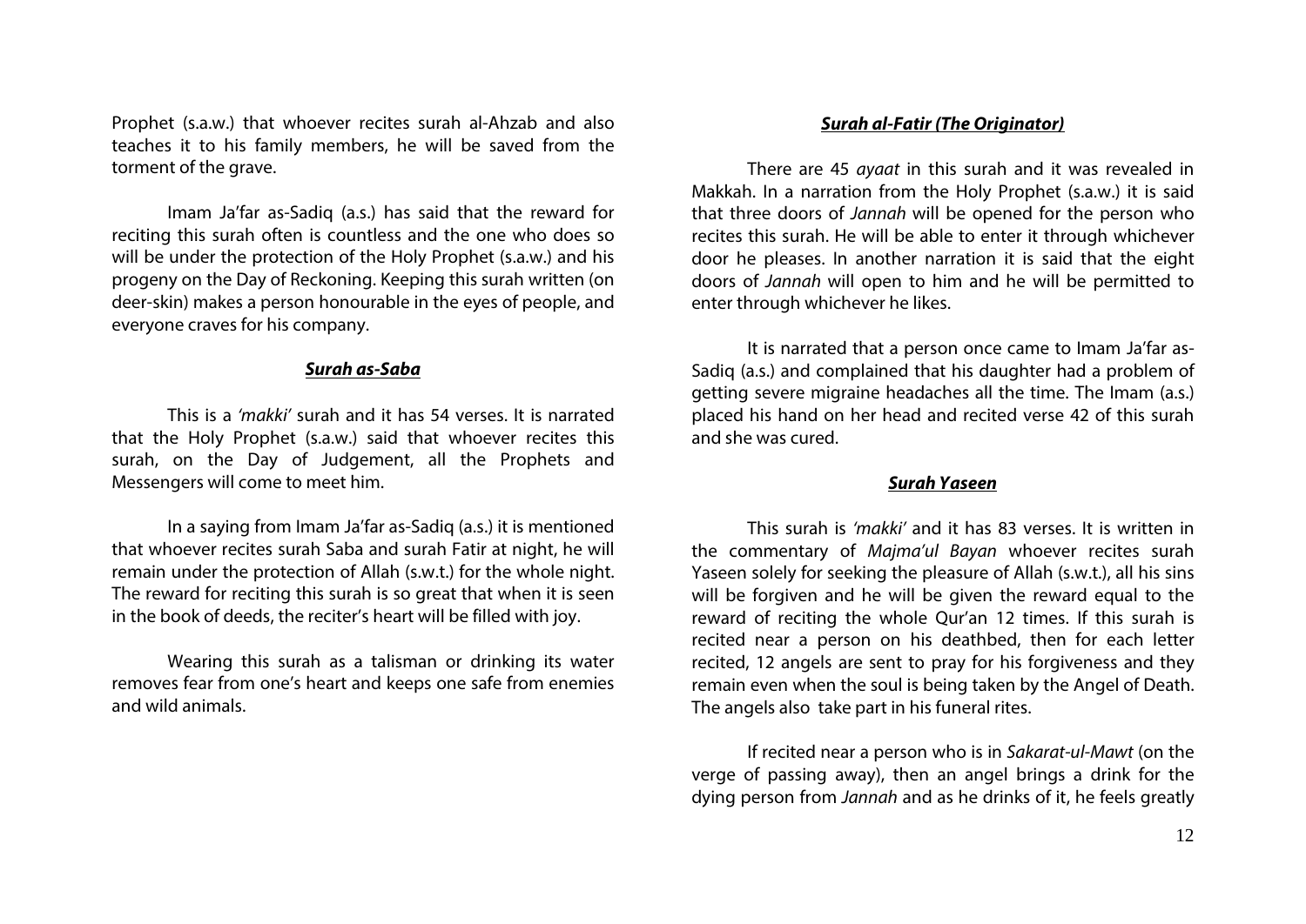Prophet (s.a.w.) that whoever recites surah al-Ahzab and also teaches it to his family members, he will be saved from the torment of the grave.

Imam Ja'far as-Sadiq (a.s.) has said that the reward for reciting this surah often is countless and the one who does so will be under the protection of the Holy Prophet (s.a.w.) and his progeny on the Day of Reckoning. Keeping this surah written (on deer-skin) makes a person honourable in the eyes of people, and everyone craves for his company.

### ***Surah as-Saba***

This is a *'makki'* surah and it has 54 verses. It is narrated that the Holy Prophet (s.a.w.) said that whoever recites this surah, on the Day of Judgement, all the Prophets and Messengers will come to meet him.

In a saying from Imam Ja'far as-Sadiq (a.s.) it is mentioned that whoever recites surah Saba and surah Fatir at night, he will remain under the protection of Allah (s.w.t.) for the whole night. The reward for reciting this surah is so great that when it is seen in the book of deeds, the reciter's heart will be filled with joy.

Wearing this surah as a talisman or drinking its water removes fear from one's heart and keeps one safe from enemies and wild animals.

### ***Surah al-Fatir (The Originator)***

There are 45 *ayaat* in this surah and it was revealed in Makkah. In a narration from the Holy Prophet (s.a.w.) it is said that three doors of *Jannah* will be opened for the person who recites this surah. He will be able to enter it through whichever door he pleases. In another narration it is said that the eight doors of *Jannah* will open to him and he will be permitted to enter through whichever he likes.

It is narrated that a person once came to Imam Ja'far as-Sadiq (a.s.) and complained that his daughter had a problem of getting severe migraine headaches all the time. The Imam (a.s.) placed his hand on her head and recited verse 42 of this surah and she was cured.

### ***Surah Yaseen***

This surah is *'makki'* and it has 83 verses. It is written in the commentary of *Majma'ul Bayan* whoever recites surah Yaseen solely for seeking the pleasure of Allah (s.w.t.), all his sins will be forgiven and he will be given the reward equal to the reward of reciting the whole Qur'an 12 times. If this surah is recited near a person on his deathbed, then for each letter recited, 12 angels are sent to pray for his forgiveness and they remain even when the soul is being taken by the Angel of Death. The angels also take part in his funeral rites.

If recited near a person who is in *Sakarat-ul-Mawt* (on the verge of passing away), then an angel brings a drink for the dying person from *Jannah* and as he drinks of it, he feels greatly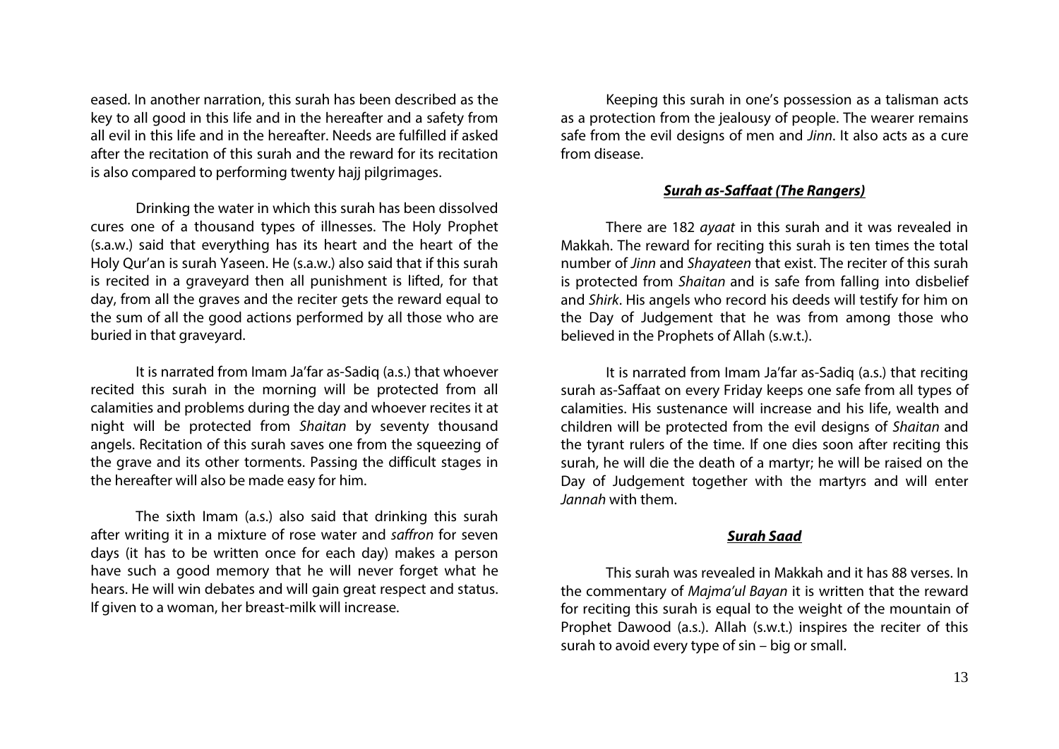eased. In another narration, this surah has been described as the key to all good in this life and in the hereafter and a safety from all evil in this life and in the hereafter. Needs are fulfilled if asked after the recitation of this surah and the reward for its recitation is also compared to performing twenty hajj pilgrimages.

Drinking the water in which this surah has been dissolved cures one of a thousand types of illnesses. The Holy Prophet (s.a.w.) said that everything has its heart and the heart of the Holy Qur'an is surah Yaseen. He (s.a.w.) also said that if this surah is recited in a graveyard then all punishment is lifted, for that day, from all the graves and the reciter gets the reward equal to the sum of all the good actions performed by all those who are buried in that graveyard.

It is narrated from Imam Ja'far as-Sadiq (a.s.) that whoever recited this surah in the morning will be protected from all calamities and problems during the day and whoever recites it at night will be protected from *Shaitan* by seventy thousand angels. Recitation of this surah saves one from the squeezing of the grave and its other torments. Passing the difficult stages in the hereafter will also be made easy for him.

The sixth Imam (a.s.) also said that drinking this surah after writing it in a mixture of rose water and *saffron* for seven days (it has to be written once for each day) makes a person have such a good memory that he will never forget what he hears. He will win debates and will gain great respect and status. If given to a woman, her breast-milk will increase.

Keeping this surah in one's possession as a talisman acts as a protection from the jealousy of people. The wearer remains safe from the evil designs of men and *Jinn*. It also acts as a cure from disease.

### ***Surah as-Saffaat (The Rangers)***

There are 182 *ayaat* in this surah and it was revealed in Makkah. The reward for reciting this surah is ten times the total number of *Jinn* and *Shayateen* that exist. The reciter of this surah is protected from *Shaitan* and is safe from falling into disbelief and *Shirk*. His angels who record his deeds will testify for him on the Day of Judgement that he was from among those who believed in the Prophets of Allah (s.w.t.).

It is narrated from Imam Ja'far as-Sadiq (a.s.) that reciting surah as-Saffaat on every Friday keeps one safe from all types of calamities. His sustenance will increase and his life, wealth and children will be protected from the evil designs of *Shaitan* and the tyrant rulers of the time. If one dies soon after reciting this surah, he will die the death of a martyr; he will be raised on the Day of Judgement together with the martyrs and will enter *Jannah* with them.

### ***Surah Saad***

This surah was revealed in Makkah and it has 88 verses. In the commentary of *Majma'ul Bayan* it is written that the reward for reciting this surah is equal to the weight of the mountain of Prophet Dawood (a.s.). Allah (s.w.t.) inspires the reciter of this surah to avoid every type of sin – big or small.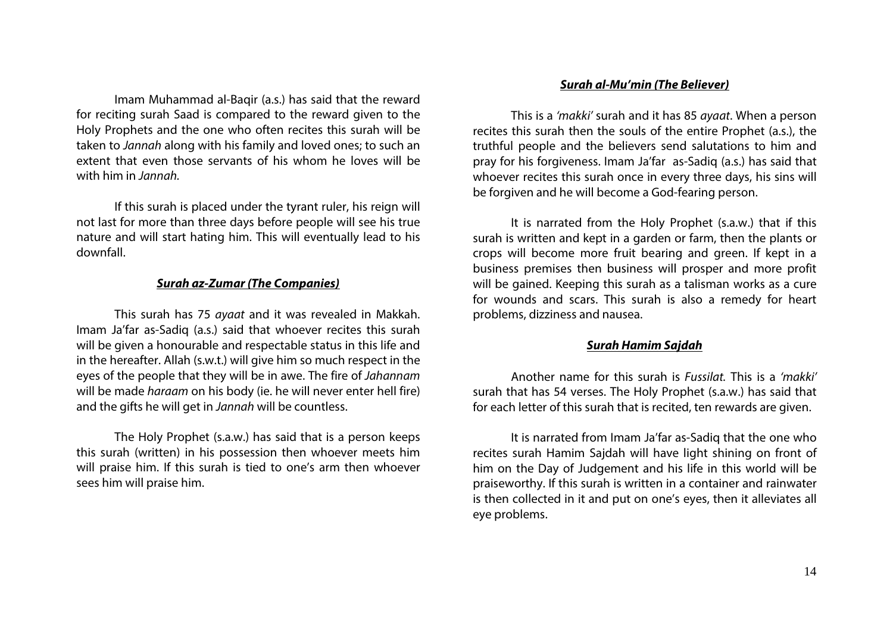Imam Muhammad al-Baqir (a.s.) has said that the reward for reciting surah Saad is compared to the reward given to the Holy Prophets and the one who often recites this surah will be taken to *Jannah* along with his family and loved ones; to such an extent that even those servants of his whom he loves will be with him in *Jannah.*

If this surah is placed under the tyrant ruler, his reign will not last for more than three days before people will see his true nature and will start hating him. This will eventually lead to his downfall.

### ***Surah az-Zumar (The Companies)***

This surah has 75 *ayaat* and it was revealed in Makkah. Imam Ja'far as-Sadiq (a.s.) said that whoever recites this surah will be given a honourable and respectable status in this life and in the hereafter. Allah (s.w.t.) will give him so much respect in the eyes of the people that they will be in awe. The fire of *Jahannam* will be made *haraam* on his body (ie. he will never enter hell fire) and the gifts he will get in *Jannah* will be countless.

The Holy Prophet (s.a.w.) has said that is a person keeps this surah (written) in his possession then whoever meets him will praise him. If this surah is tied to one's arm then whoever sees him will praise him.

### ***Surah al-Mu'min (The Believer)***

This is a *'makki'* surah and it has 85 *ayaat*. When a person recites this surah then the souls of the entire Prophet (a.s.), the truthful people and the believers send salutations to him and pray for his forgiveness. Imam Ja'far as-Sadiq (a.s.) has said that whoever recites this surah once in every three days, his sins will be forgiven and he will become a God-fearing person.

It is narrated from the Holy Prophet (s.a.w.) that if this surah is written and kept in a garden or farm, then the plants or crops will become more fruit bearing and green. If kept in a business premises then business will prosper and more profit will be gained. Keeping this surah as a talisman works as a cure for wounds and scars. This surah is also a remedy for heart problems, dizziness and nausea.

### ***Surah Hamim Sajdah***

Another name for this surah is *Fussilat.* This is a *'makki'* surah that has 54 verses. The Holy Prophet (s.a.w.) has said that for each letter of this surah that is recited, ten rewards are given.

It is narrated from Imam Ja'far as-Sadiq that the one who recites surah Hamim Sajdah will have light shining on front of him on the Day of Judgement and his life in this world will be praiseworthy. If this surah is written in a container and rainwater is then collected in it and put on one's eyes, then it alleviates all eye problems.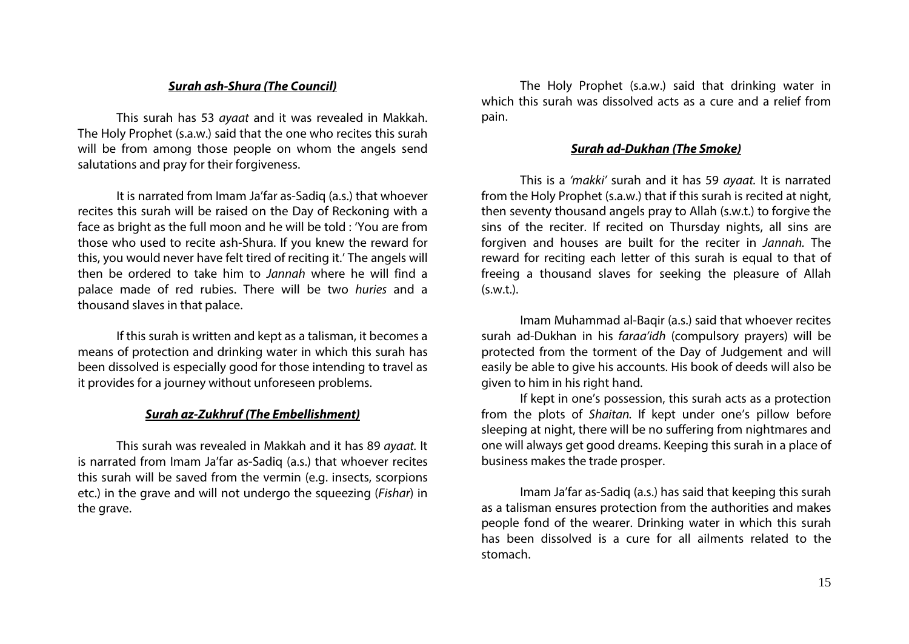### ***Surah ash-Shura (The Council)***

This surah has 53 *ayaat* and it was revealed in Makkah. The Holy Prophet (s.a.w.) said that the one who recites this surah will be from among those people on whom the angels send salutations and pray for their forgiveness.

It is narrated from Imam Ja'far as-Sadiq (a.s.) that whoever recites this surah will be raised on the Day of Reckoning with a face as bright as the full moon and he will be told : 'You are from those who used to recite ash-Shura. If you knew the reward for this, you would never have felt tired of reciting it.' The angels will then be ordered to take him to *Jannah* where he will find a palace made of red rubies. There will be two *huries* and a thousand slaves in that palace.

If this surah is written and kept as a talisman, it becomes a means of protection and drinking water in which this surah has been dissolved is especially good for those intending to travel as it provides for a journey without unforeseen problems.

### ***Surah az-Zukhruf (The Embellishment)***

This surah was revealed in Makkah and it has 89 *ayaat.* It is narrated from Imam Ja'far as-Sadiq (a.s.) that whoever recites this surah will be saved from the vermin (e.g. insects, scorpions etc.) in the grave and will not undergo the squeezing (*Fishar*) in the grave.

The Holy Prophet (s.a.w.) said that drinking water in which this surah was dissolved acts as a cure and a relief from pain.

### ***Surah ad-Dukhan (The Smoke)***

This is a *'makki'* surah and it has 59 *ayaat.* It is narrated from the Holy Prophet (s.a.w.) that if this surah is recited at night, then seventy thousand angels pray to Allah (s.w.t.) to forgive the sins of the reciter. If recited on Thursday nights, all sins are forgiven and houses are built for the reciter in *Jannah.* The reward for reciting each letter of this surah is equal to that of freeing a thousand slaves for seeking the pleasure of Allah (s.w.t.).

Imam Muhammad al-Baqir (a.s.) said that whoever recites surah ad-Dukhan in his *faraa'idh* (compulsory prayers) will be protected from the torment of the Day of Judgement and will easily be able to give his accounts. His book of deeds will also be given to him in his right hand.

If kept in one's possession, this surah acts as a protection from the plots of *Shaitan.* If kept under one's pillow before sleeping at night, there will be no suffering from nightmares and one will always get good dreams. Keeping this surah in a place of business makes the trade prosper.

Imam Ja'far as-Sadiq (a.s.) has said that keeping this surah as a talisman ensures protection from the authorities and makes people fond of the wearer. Drinking water in which this surah has been dissolved is a cure for all ailments related to the stomach.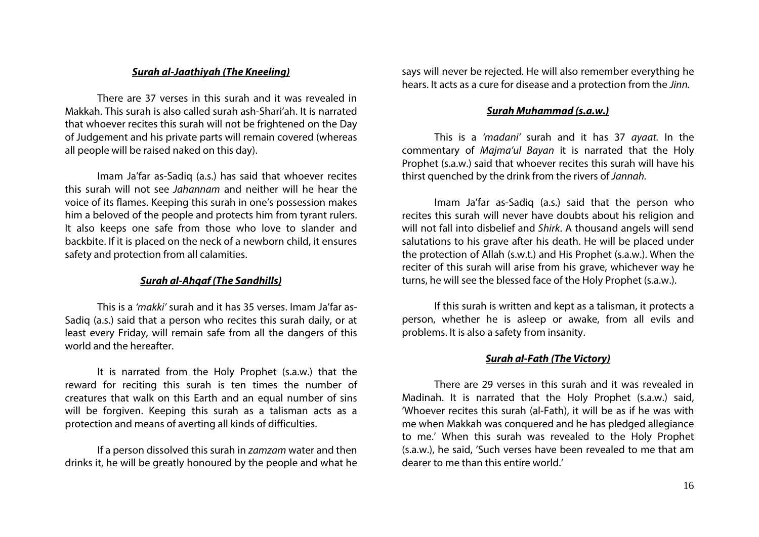### ***Surah al-Jaathiyah (The Kneeling)***

There are 37 verses in this surah and it was revealed in Makkah. This surah is also called surah ash-Shari'ah. It is narrated that whoever recites this surah will not be frightened on the Day of Judgement and his private parts will remain covered (whereas all people will be raised naked on this day).

Imam Ja'far as-Sadiq (a.s.) has said that whoever recites this surah will not see *Jahannam* and neither will he hear the voice of its flames. Keeping this surah in one's possession makes him a beloved of the people and protects him from tyrant rulers. It also keeps one safe from those who love to slander and backbite. If it is placed on the neck of a newborn child, it ensures safety and protection from all calamities.

### ***Surah al-Ahqaf (The Sandhills)***

This is a *'makki'* surah and it has 35 verses. Imam Ja'far as-Sadiq (a.s.) said that a person who recites this surah daily, or at least every Friday, will remain safe from all the dangers of this world and the hereafter.

It is narrated from the Holy Prophet (s.a.w.) that the reward for reciting this surah is ten times the number of creatures that walk on this Earth and an equal number of sins will be forgiven. Keeping this surah as a talisman acts as a protection and means of averting all kinds of difficulties.

If a person dissolved this surah in *zamzam* water and then drinks it, he will be greatly honoured by the people and what he says will never be rejected. He will also remember everything he hears. It acts as a cure for disease and a protection from the *Jinn.*

### ***Surah Muhammad (s.a.w.)***

This is a *'madani'* surah and it has 37 *ayaat.* In the commentary of *Majma'ul Bayan* it is narrated that the Holy Prophet (s.a.w.) said that whoever recites this surah will have his thirst quenched by the drink from the rivers of *Jannah.*

Imam Ja'far as-Sadiq (a.s.) said that the person who recites this surah will never have doubts about his religion and will not fall into disbelief and *Shirk*. A thousand angels will send salutations to his grave after his death. He will be placed under the protection of Allah (s.w.t.) and His Prophet (s.a.w.). When the reciter of this surah will arise from his grave, whichever way he turns, he will see the blessed face of the Holy Prophet (s.a.w.).

If this surah is written and kept as a talisman, it protects a person, whether he is asleep or awake, from all evils and problems. It is also a safety from insanity.

### ***Surah al-Fath (The Victory)***

There are 29 verses in this surah and it was revealed in Madinah. It is narrated that the Holy Prophet (s.a.w.) said, 'Whoever recites this surah (al-Fath), it will be as if he was with me when Makkah was conquered and he has pledged allegiance to me.' When this surah was revealed to the Holy Prophet (s.a.w.), he said, 'Such verses have been revealed to me that am dearer to me than this entire world.'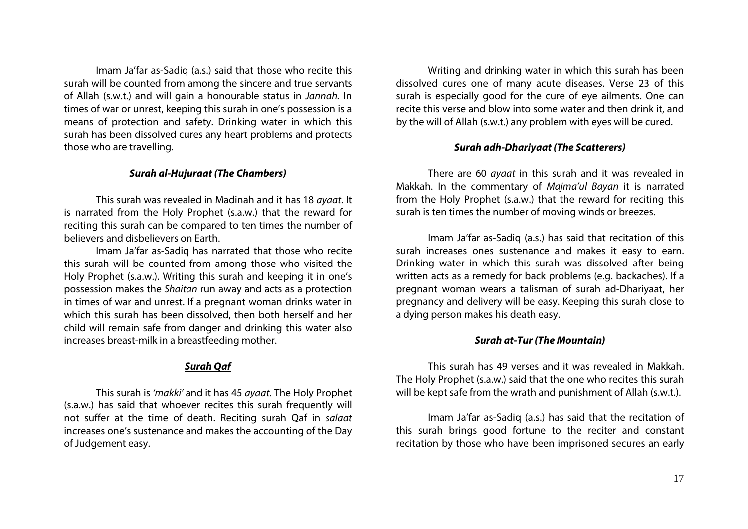Imam Ja'far as-Sadiq (a.s.) said that those who recite this surah will be counted from among the sincere and true servants of Allah (s.w.t.) and will gain a honourable status in *Jannah*. In times of war or unrest, keeping this surah in one's possession is a means of protection and safety. Drinking water in which this surah has been dissolved cures any heart problems and protects those who are travelling.

### ***Surah al-Hujuraat (The Chambers)***

This surah was revealed in Madinah and it has 18 *ayaat*. It is narrated from the Holy Prophet (s.a.w.) that the reward for reciting this surah can be compared to ten times the number of believers and disbelievers on Earth.

Imam Ja'far as-Sadiq has narrated that those who recite this surah will be counted from among those who visited the Holy Prophet (s.a.w.). Writing this surah and keeping it in one's possession makes the *Shaitan* run away and acts as a protection in times of war and unrest. If a pregnant woman drinks water in which this surah has been dissolved, then both herself and her child will remain safe from danger and drinking this water also increases breast-milk in a breastfeeding mother.

### ***Surah Qaf***

This surah is *'makki'* and it has 45 *ayaat*. The Holy Prophet (s.a.w.) has said that whoever recites this surah frequently will not suffer at the time of death. Reciting surah Qaf in *salaat* increases one's sustenance and makes the accounting of the Day of Judgement easy.

Writing and drinking water in which this surah has been dissolved cures one of many acute diseases. Verse 23 of this surah is especially good for the cure of eye ailments. One can recite this verse and blow into some water and then drink it, and by the will of Allah (s.w.t.) any problem with eyes will be cured.

### ***Surah adh-Dhariyaat (The Scatterers)***

There are 60 *ayaat* in this surah and it was revealed in Makkah. In the commentary of *Majma'ul Bayan* it is narrated from the Holy Prophet (s.a.w.) that the reward for reciting this surah is ten times the number of moving winds or breezes.

Imam Ja'far as-Sadiq (a.s.) has said that recitation of this surah increases ones sustenance and makes it easy to earn. Drinking water in which this surah was dissolved after being written acts as a remedy for back problems (e.g. backaches). If a pregnant woman wears a talisman of surah ad-Dhariyaat, her pregnancy and delivery will be easy. Keeping this surah close to a dying person makes his death easy.

### ***Surah at-Tur (The Mountain)***

This surah has 49 verses and it was revealed in Makkah. The Holy Prophet (s.a.w.) said that the one who recites this surah will be kept safe from the wrath and punishment of Allah (s.w.t.).

Imam Ja'far as-Sadiq (a.s.) has said that the recitation of this surah brings good fortune to the reciter and constant recitation by those who have been imprisoned secures an early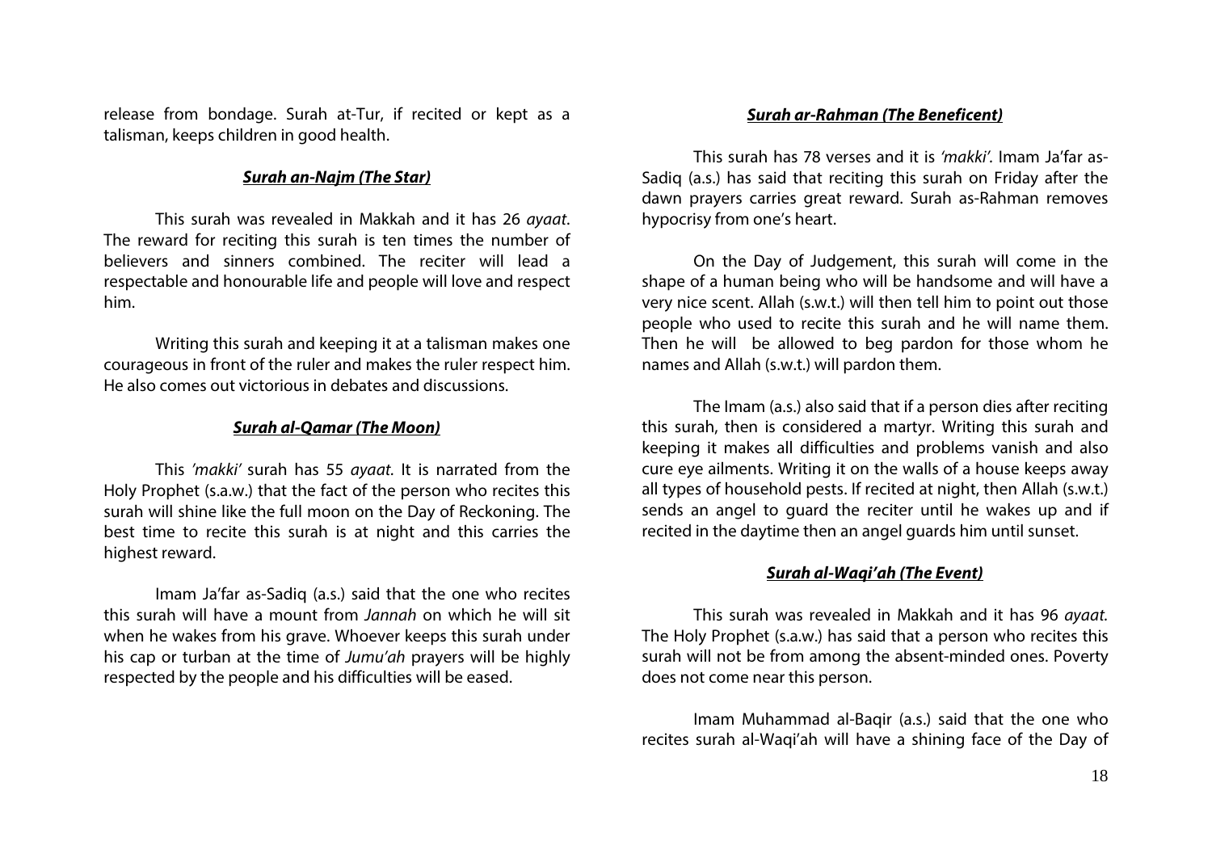release from bondage. Surah at-Tur, if recited or kept as a talisman, keeps children in good health.

### ***Surah an-Najm (The Star)***

This surah was revealed in Makkah and it has 26 *ayaat*. The reward for reciting this surah is ten times the number of believers and sinners combined. The reciter will lead a respectable and honourable life and people will love and respect him.

Writing this surah and keeping it at a talisman makes one courageous in front of the ruler and makes the ruler respect him. He also comes out victorious in debates and discussions.

### ***Surah al-Qamar (The Moon)***

This *'makki'* surah has 55 *ayaat*. It is narrated from the Holy Prophet (s.a.w.) that the fact of the person who recites this surah will shine like the full moon on the Day of Reckoning. The best time to recite this surah is at night and this carries the highest reward.

Imam Ja'far as-Sadiq (a.s.) said that the one who recites this surah will have a mount from *Jannah* on which he will sit when he wakes from his grave. Whoever keeps this surah under his cap or turban at the time of *Jumu'ah* prayers will be highly respected by the people and his difficulties will be eased.

### ***Surah ar-Rahman (The Beneficent)***

This surah has 78 verses and it is *'makki'*. Imam Ja'far as-Sadiq (a.s.) has said that reciting this surah on Friday after the dawn prayers carries great reward. Surah as-Rahman removes hypocrisy from one's heart.

On the Day of Judgement, this surah will come in the shape of a human being who will be handsome and will have a very nice scent. Allah (s.w.t.) will then tell him to point out those people who used to recite this surah and he will name them. Then he will be allowed to beg pardon for those whom he names and Allah (s.w.t.) will pardon them.

The Imam (a.s.) also said that if a person dies after reciting this surah, then is considered a martyr. Writing this surah and keeping it makes all difficulties and problems vanish and also cure eye ailments. Writing it on the walls of a house keeps away all types of household pests. If recited at night, then Allah (s.w.t.) sends an angel to guard the reciter until he wakes up and if recited in the daytime then an angel guards him until sunset.

### ***Surah al-Waqi'ah (The Event)***

This surah was revealed in Makkah and it has 96 *ayaat.* The Holy Prophet (s.a.w.) has said that a person who recites this surah will not be from among the absent-minded ones. Poverty does not come near this person.

Imam Muhammad al-Baqir (a.s.) said that the one who recites surah al-Waqi'ah will have a shining face of the Day of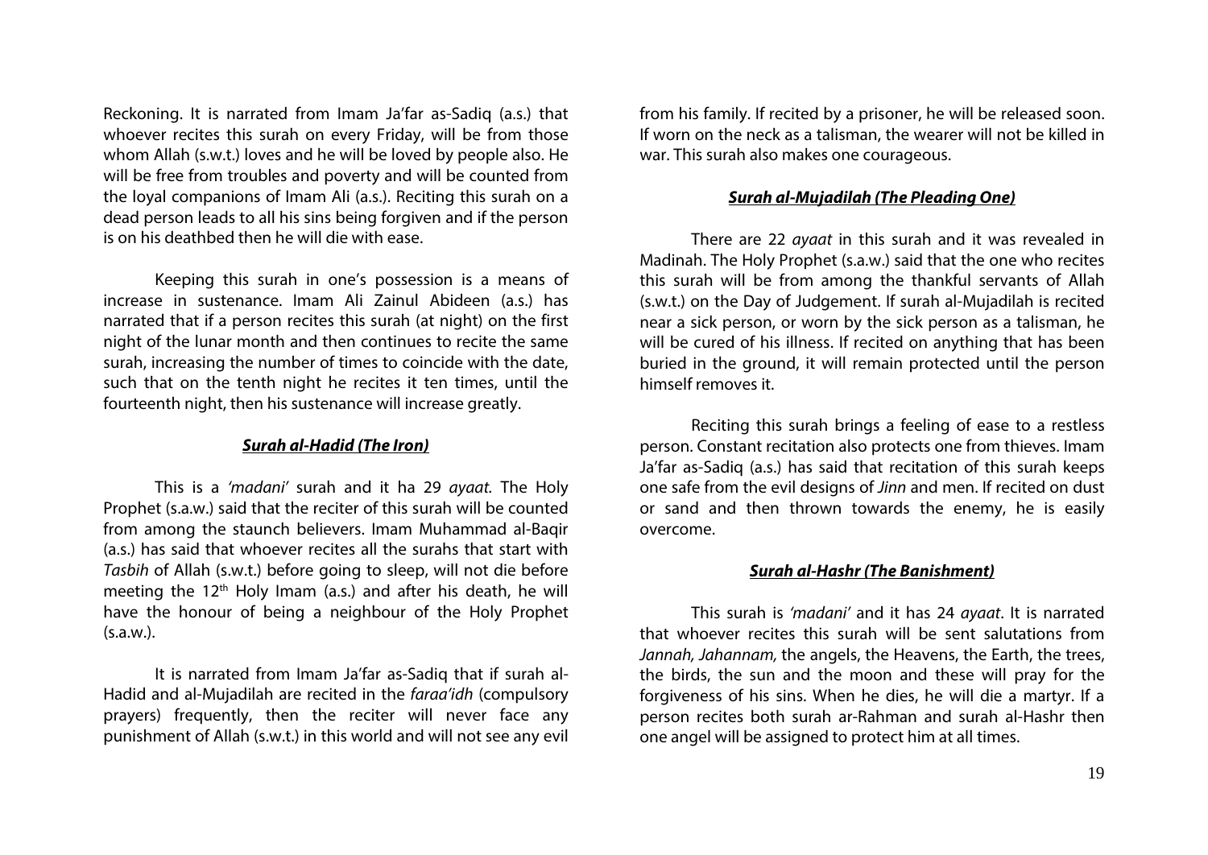Reckoning. It is narrated from Imam Ja'far as-Sadiq (a.s.) that whoever recites this surah on every Friday, will be from those whom Allah (s.w.t.) loves and he will be loved by people also. He will be free from troubles and poverty and will be counted from the loyal companions of Imam Ali (a.s.). Reciting this surah on a dead person leads to all his sins being forgiven and if the person is on his deathbed then he will die with ease.

Keeping this surah in one's possession is a means of increase in sustenance. Imam Ali Zainul Abideen (a.s.) has narrated that if a person recites this surah (at night) on the first night of the lunar month and then continues to recite the same surah, increasing the number of times to coincide with the date, such that on the tenth night he recites it ten times, until the fourteenth night, then his sustenance will increase greatly.

### ***Surah al-Hadid (The Iron)***

This is a *'madani'* surah and it ha 29 *ayaat.* The Holy Prophet (s.a.w.) said that the reciter of this surah will be counted from among the staunch believers. Imam Muhammad al-Baqir (a.s.) has said that whoever recites all the surahs that start with *Tasbih* of Allah (s.w.t.) before going to sleep, will not die before meeting the 12th Holy Imam (a.s.) and after his death, he will have the honour of being a neighbour of the Holy Prophet (s.a.w.).

It is narrated from Imam Ja'far as-Sadiq that if surah al-Hadid and al-Mujadilah are recited in the *faraa'idh* (compulsory prayers) frequently, then the reciter will never face any punishment of Allah (s.w.t.) in this world and will not see any evil from his family. If recited by a prisoner, he will be released soon. If worn on the neck as a talisman, the wearer will not be killed in war. This surah also makes one courageous.

### ***Surah al-Mujadilah (The Pleading One)***

There are 22 *ayaat* in this surah and it was revealed in Madinah. The Holy Prophet (s.a.w.) said that the one who recites this surah will be from among the thankful servants of Allah (s.w.t.) on the Day of Judgement. If surah al-Mujadilah is recited near a sick person, or worn by the sick person as a talisman, he will be cured of his illness. If recited on anything that has been buried in the ground, it will remain protected until the person himself removes it.

Reciting this surah brings a feeling of ease to a restless person. Constant recitation also protects one from thieves. Imam Ja'far as-Sadiq (a.s.) has said that recitation of this surah keeps one safe from the evil designs of *Jinn* and men. If recited on dust or sand and then thrown towards the enemy, he is easily overcome.

### ***Surah al-Hashr (The Banishment)***

This surah is *'madani'* and it has 24 *ayaat*. It is narrated that whoever recites this surah will be sent salutations from *Jannah, Jahannam,* the angels, the Heavens, the Earth, the trees, the birds, the sun and the moon and these will pray for the forgiveness of his sins. When he dies, he will die a martyr. If a person recites both surah ar-Rahman and surah al-Hashr then one angel will be assigned to protect him at all times.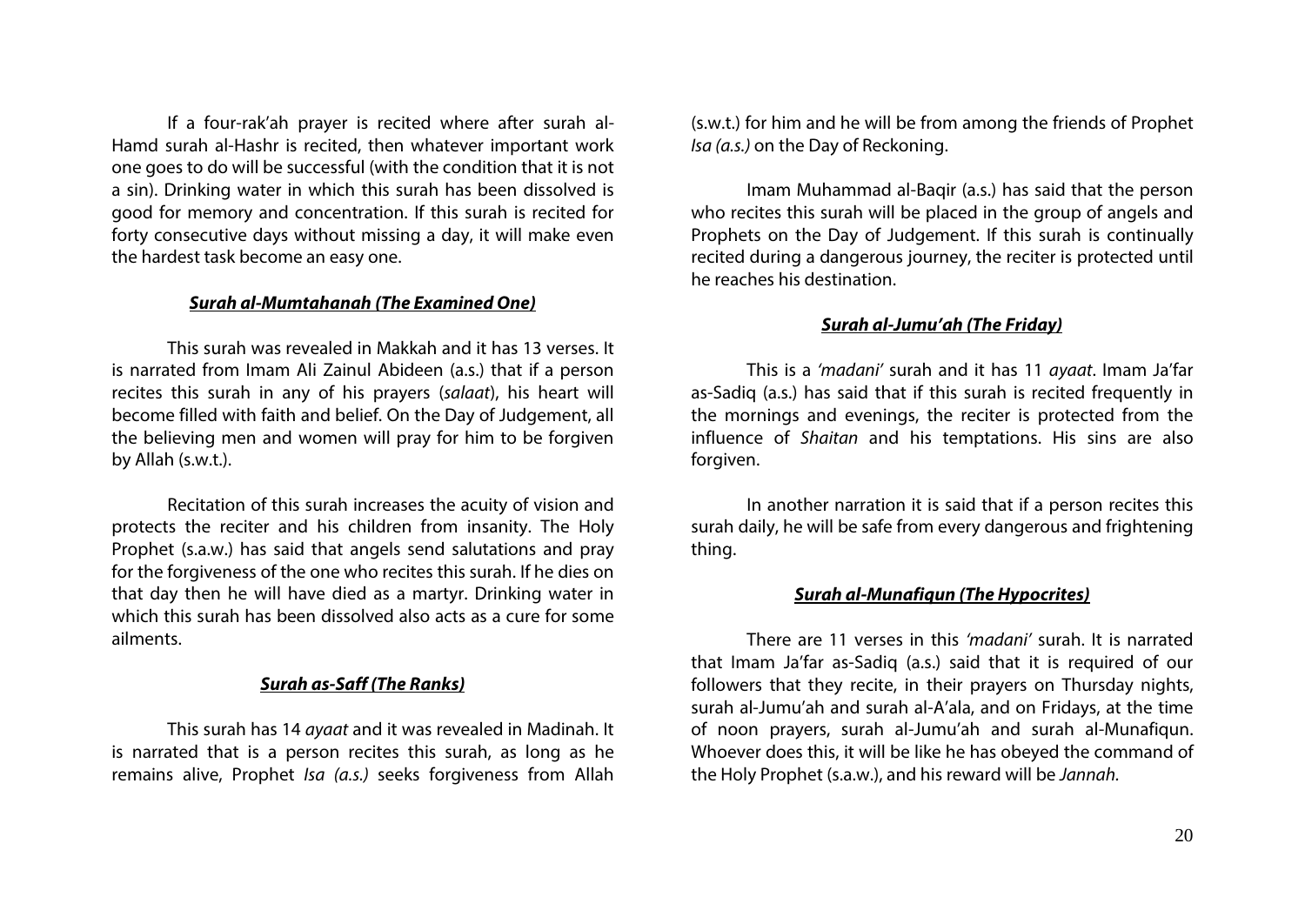If a four-rak'ah prayer is recited where after surah al-Hamd surah al-Hashr is recited, then whatever important work one goes to do will be successful (with the condition that it is not a sin). Drinking water in which this surah has been dissolved is good for memory and concentration. If this surah is recited for forty consecutive days without missing a day, it will make even the hardest task become an easy one.

### ***Surah al-Mumtahanah (The Examined One)***

This surah was revealed in Makkah and it has 13 verses. It is narrated from Imam Ali Zainul Abideen (a.s.) that if a person recites this surah in any of his prayers (*salaat*), his heart will become filled with faith and belief. On the Day of Judgement, all the believing men and women will pray for him to be forgiven by Allah (s.w.t.).

Recitation of this surah increases the acuity of vision and protects the reciter and his children from insanity. The Holy Prophet (s.a.w.) has said that angels send salutations and pray for the forgiveness of the one who recites this surah. If he dies on that day then he will have died as a martyr. Drinking water in which this surah has been dissolved also acts as a cure for some ailments.

### ***Surah as-Saff (The Ranks)***

This surah has 14 *ayaat* and it was revealed in Madinah. It is narrated that is a person recites this surah, as long as he remains alive, Prophet *Isa (a.s.)* seeks forgiveness from Allah (s.w.t.) for him and he will be from among the friends of Prophet *Isa (a.s.)* on the Day of Reckoning.

Imam Muhammad al-Baqir (a.s.) has said that the person who recites this surah will be placed in the group of angels and Prophets on the Day of Judgement. If this surah is continually recited during a dangerous journey, the reciter is protected until he reaches his destination.

### ***Surah al-Jumu'ah (The Friday)***

This is a *'madani'* surah and it has 11 *ayaat*. Imam Ja'far as-Sadiq (a.s.) has said that if this surah is recited frequently in the mornings and evenings, the reciter is protected from the influence of *Shaitan* and his temptations. His sins are also forgiven.

In another narration it is said that if a person recites this surah daily, he will be safe from every dangerous and frightening thing.

### ***Surah al-Munafiqun (The Hypocrites)***

There are 11 verses in this *'madani'* surah. It is narrated that Imam Ja'far as-Sadiq (a.s.) said that it is required of our followers that they recite, in their prayers on Thursday nights, surah al-Jumu'ah and surah al-A'ala, and on Fridays, at the time of noon prayers, surah al-Jumu'ah and surah al-Munafiqun. Whoever does this, it will be like he has obeyed the command of the Holy Prophet (s.a.w.), and his reward will be *Jannah.*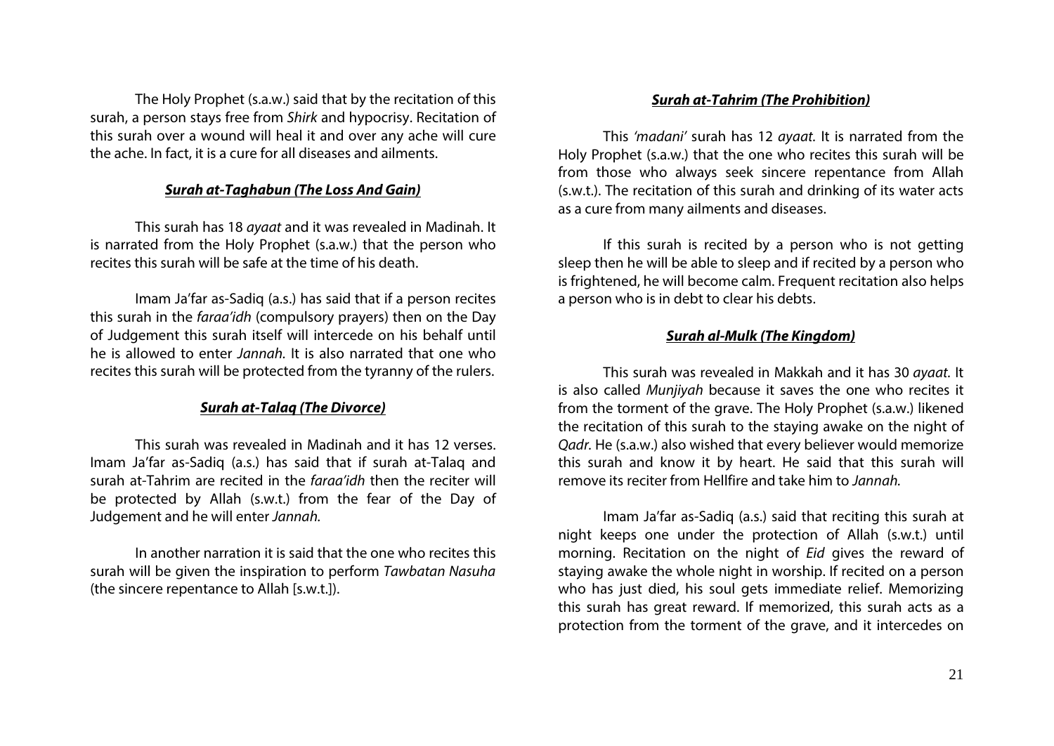The Holy Prophet (s.a.w.) said that by the recitation of this surah, a person stays free from *Shirk* and hypocrisy. Recitation of this surah over a wound will heal it and over any ache will cure the ache. In fact, it is a cure for all diseases and ailments.

### ***Surah at-Taghabun (The Loss And Gain)***

This surah has 18 *ayaat* and it was revealed in Madinah. It is narrated from the Holy Prophet (s.a.w.) that the person who recites this surah will be safe at the time of his death.

Imam Ja'far as-Sadiq (a.s.) has said that if a person recites this surah in the *faraa'idh* (compulsory prayers) then on the Day of Judgement this surah itself will intercede on his behalf until he is allowed to enter *Jannah.* It is also narrated that one who recites this surah will be protected from the tyranny of the rulers.

### ***Surah at-Talaq (The Divorce)***

This surah was revealed in Madinah and it has 12 verses. Imam Ja'far as-Sadiq (a.s.) has said that if surah at-Talaq and surah at-Tahrim are recited in the *faraa'idh* then the reciter will be protected by Allah (s.w.t.) from the fear of the Day of Judgement and he will enter *Jannah.*

In another narration it is said that the one who recites this surah will be given the inspiration to perform *Tawbatan Nasuha* (the sincere repentance to Allah [s.w.t.]).

### ***Surah at-Tahrim (The Prohibition)***

This *'madani'* surah has 12 *ayaat*. It is narrated from the Holy Prophet (s.a.w.) that the one who recites this surah will be from those who always seek sincere repentance from Allah (s.w.t.). The recitation of this surah and drinking of its water acts as a cure from many ailments and diseases.

If this surah is recited by a person who is not getting sleep then he will be able to sleep and if recited by a person who is frightened, he will become calm. Frequent recitation also helps a person who is in debt to clear his debts.

### ***Surah al-Mulk (The Kingdom)***

This surah was revealed in Makkah and it has 30 *ayaat*. It is also called *Munjiyah* because it saves the one who recites it from the torment of the grave. The Holy Prophet (s.a.w.) likened the recitation of this surah to the staying awake on the night of *Qadr.* He (s.a.w.) also wished that every believer would memorize this surah and know it by heart. He said that this surah will remove its reciter from Hellfire and take him to *Jannah.*

Imam Ja'far as-Sadiq (a.s.) said that reciting this surah at night keeps one under the protection of Allah (s.w.t.) until morning. Recitation on the night of *Eid* gives the reward of staying awake the whole night in worship. If recited on a person who has just died, his soul gets immediate relief. Memorizing this surah has great reward. If memorized, this surah acts as a protection from the torment of the grave, and it intercedes on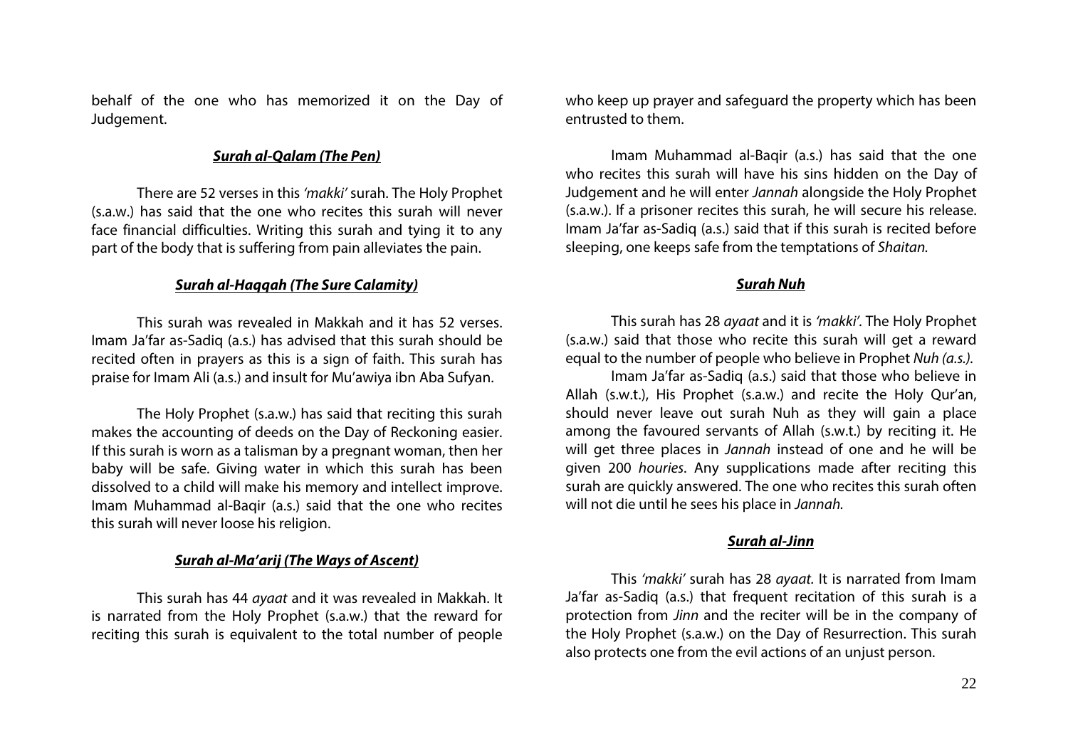behalf of the one who has memorized it on the Day of Judgement.

### ***Surah al-Qalam (The Pen)***

There are 52 verses in this *'makki'* surah. The Holy Prophet (s.a.w.) has said that the one who recites this surah will never face financial difficulties. Writing this surah and tying it to any part of the body that is suffering from pain alleviates the pain.

### ***Surah al-Haqqah (The Sure Calamity)***

This surah was revealed in Makkah and it has 52 verses. Imam Ja'far as-Sadiq (a.s.) has advised that this surah should be recited often in prayers as this is a sign of faith. This surah has praise for Imam Ali (a.s.) and insult for Mu'awiya ibn Aba Sufyan.

The Holy Prophet (s.a.w.) has said that reciting this surah makes the accounting of deeds on the Day of Reckoning easier. If this surah is worn as a talisman by a pregnant woman, then her baby will be safe. Giving water in which this surah has been dissolved to a child will make his memory and intellect improve. Imam Muhammad al-Baqir (a.s.) said that the one who recites this surah will never loose his religion.

### ***Surah al-Ma'arij (The Ways of Ascent)***

This surah has 44 *ayaat* and it was revealed in Makkah. It is narrated from the Holy Prophet (s.a.w.) that the reward for reciting this surah is equivalent to the total number of people who keep up prayer and safeguard the property which has been entrusted to them.

Imam Muhammad al-Baqir (a.s.) has said that the one who recites this surah will have his sins hidden on the Day of Judgement and he will enter *Jannah* alongside the Holy Prophet (s.a.w.). If a prisoner recites this surah, he will secure his release. Imam Ja'far as-Sadiq (a.s.) said that if this surah is recited before sleeping, one keeps safe from the temptations of *Shaitan.*

### ***Surah Nuh***

This surah has 28 *ayaat* and it is *'makki'*. The Holy Prophet (s.a.w.) said that those who recite this surah will get a reward equal to the number of people who believe in Prophet *Nuh (a.s.).*

Imam Ja'far as-Sadiq (a.s.) said that those who believe in Allah (s.w.t.), His Prophet (s.a.w.) and recite the Holy Qur'an, should never leave out surah Nuh as they will gain a place among the favoured servants of Allah (s.w.t.) by reciting it. He will get three places in *Jannah* instead of one and he will be given 200 *houries*. Any supplications made after reciting this surah are quickly answered. The one who recites this surah often will not die until he sees his place in *Jannah.*

### ***Surah al-Jinn***

This *'makki'* surah has 28 *ayaat*. It is narrated from Imam Ja'far as-Sadiq (a.s.) that frequent recitation of this surah is a protection from *Jinn* and the reciter will be in the company of the Holy Prophet (s.a.w.) on the Day of Resurrection. This surah also protects one from the evil actions of an unjust person.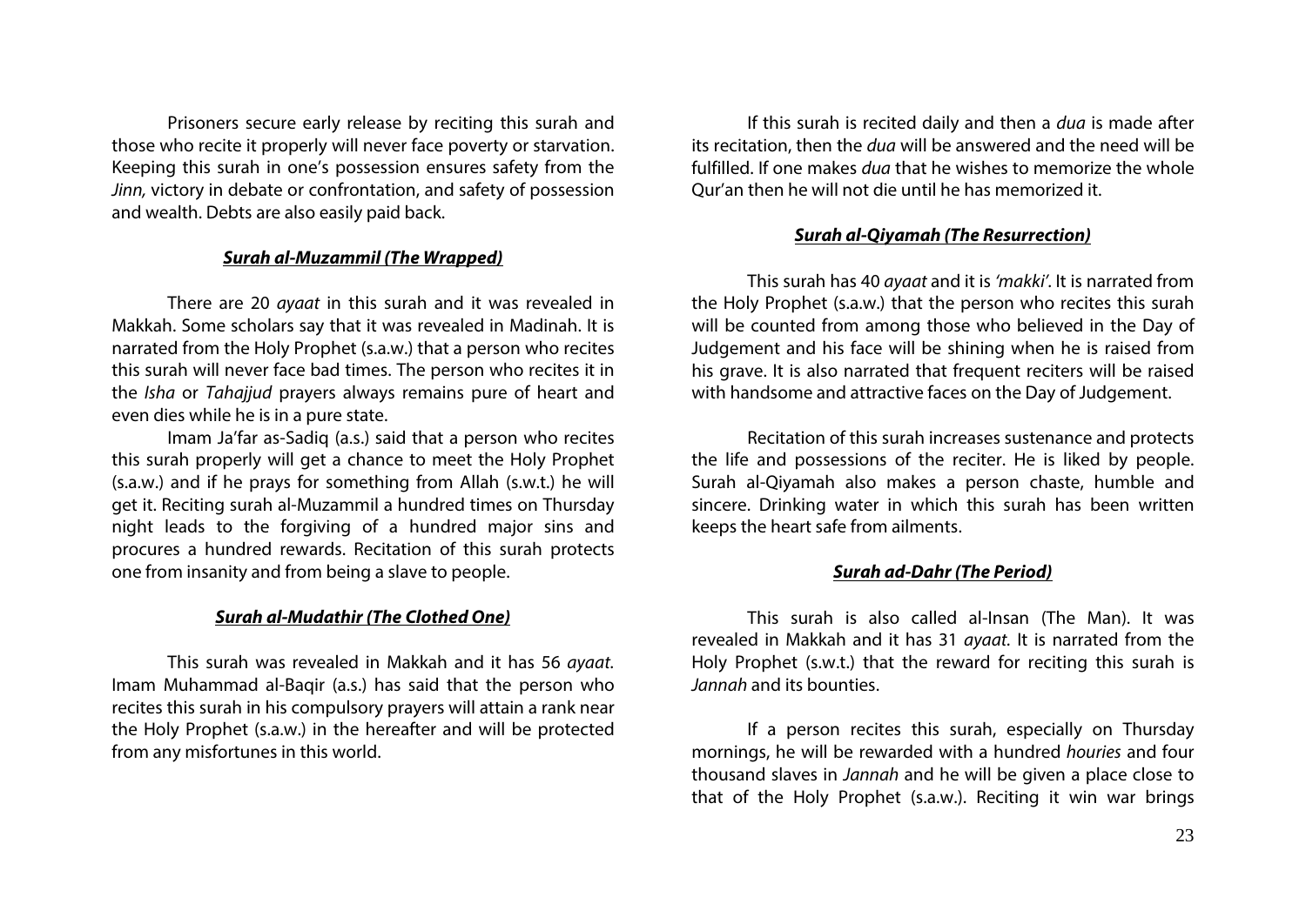Prisoners secure early release by reciting this surah and those who recite it properly will never face poverty or starvation. Keeping this surah in one's possession ensures safety from the *Jinn,* victory in debate or confrontation, and safety of possession and wealth. Debts are also easily paid back.

### ***Surah al-Muzammil (The Wrapped)***

There are 20 *ayaat* in this surah and it was revealed in Makkah. Some scholars say that it was revealed in Madinah. It is narrated from the Holy Prophet (s.a.w.) that a person who recites this surah will never face bad times. The person who recites it in the *Isha* or *Tahajjud* prayers always remains pure of heart and even dies while he is in a pure state.

Imam Ja'far as-Sadiq (a.s.) said that a person who recites this surah properly will get a chance to meet the Holy Prophet (s.a.w.) and if he prays for something from Allah (s.w.t.) he will get it. Reciting surah al-Muzammil a hundred times on Thursday night leads to the forgiving of a hundred major sins and procures a hundred rewards. Recitation of this surah protects one from insanity and from being a slave to people.

### ***Surah al-Mudathir (The Clothed One)***

This surah was revealed in Makkah and it has 56 *ayaat.* Imam Muhammad al-Baqir (a.s.) has said that the person who recites this surah in his compulsory prayers will attain a rank near the Holy Prophet (s.a.w.) in the hereafter and will be protected from any misfortunes in this world.

If this surah is recited daily and then a *dua* is made after its recitation, then the *dua* will be answered and the need will be fulfilled. If one makes *dua* that he wishes to memorize the whole Qur'an then he will not die until he has memorized it.

### ***Surah al-Qiyamah (The Resurrection)***

This surah has 40 *ayaat* and it is *'makki'*. It is narrated from the Holy Prophet (s.a.w.) that the person who recites this surah will be counted from among those who believed in the Day of Judgement and his face will be shining when he is raised from his grave. It is also narrated that frequent reciters will be raised with handsome and attractive faces on the Day of Judgement.

Recitation of this surah increases sustenance and protects the life and possessions of the reciter. He is liked by people. Surah al-Qiyamah also makes a person chaste, humble and sincere. Drinking water in which this surah has been written keeps the heart safe from ailments.

### ***Surah ad-Dahr (The Period)***

This surah is also called al-Insan (The Man). It was revealed in Makkah and it has 31 *ayaat.* It is narrated from the Holy Prophet (s.w.t.) that the reward for reciting this surah is *Jannah* and its bounties.

If a person recites this surah, especially on Thursday mornings, he will be rewarded with a hundred *houries* and four thousand slaves in *Jannah* and he will be given a place close to that of the Holy Prophet (s.a.w.). Reciting it win war brings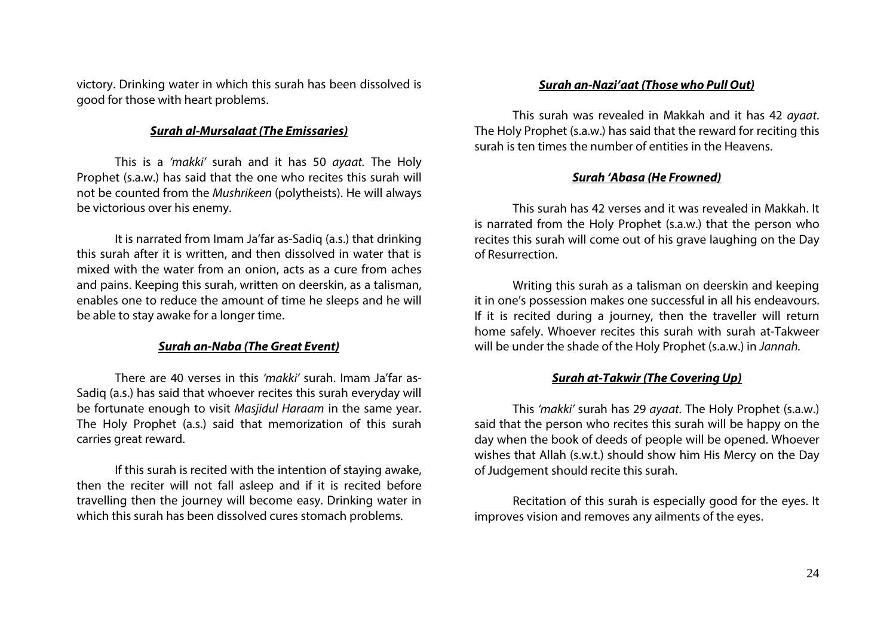victory. Drinking water in which this surah has been dissolved is good for those with heart problems.

### ***Surah al-Mursalaat (The Emissaries)***

This is a *'makki'* surah and it has 50 *ayaat*. The Holy Prophet (s.a.w.) has said that the one who recites this surah will not be counted from the *Mushrikeen* (polytheists). He will always be victorious over his enemy.

It is narrated from Imam Ja'far as-Sadiq (a.s.) that drinking this surah after it is written, and then dissolved in water that is mixed with the water from an onion, acts as a cure from aches and pains. Keeping this surah, written on deerskin, as a talisman, enables one to reduce the amount of time he sleeps and he will be able to stay awake for a longer time.

### ***Surah an-Naba (The Great Event)***

There are 40 verses in this *'makki'* surah. Imam Ja'far as-Sadiq (a.s.) has said that whoever recites this surah everyday will be fortunate enough to visit *Masjidul Haraam* in the same year. The Holy Prophet (a.s.) said that memorization of this surah carries great reward.

If this surah is recited with the intention of staying awake, then the reciter will not fall asleep and if it is recited before travelling then the journey will become easy. Drinking water in which this surah has been dissolved cures stomach problems.

### ***Surah an-Nazi'aat (Those who Pull Out)***

This surah was revealed in Makkah and it has 42 *ayaat*. The Holy Prophet (s.a.w.) has said that the reward for reciting this surah is ten times the number of entities in the Heavens.

### ***Surah 'Abasa (He Frowned)***

This surah has 42 verses and it was revealed in Makkah. It is narrated from the Holy Prophet (s.a.w.) that the person who recites this surah will come out of his grave laughing on the Day of Resurrection.

Writing this surah as a talisman on deerskin and keeping it in one's possession makes one successful in all his endeavours. If it is recited during a journey, then the traveller will return home safely. Whoever recites this surah with surah at-Takweer will be under the shade of the Holy Prophet (s.a.w.) in *Jannah.*

### ***Surah at-Takwir (The Covering Up)***

This *'makki'* surah has 29 *ayaat.* The Holy Prophet (s.a.w.) said that the person who recites this surah will be happy on the day when the book of deeds of people will be opened. Whoever wishes that Allah (s.w.t.) should show him His Mercy on the Day of Judgement should recite this surah.

Recitation of this surah is especially good for the eyes. It improves vision and removes any ailments of the eyes.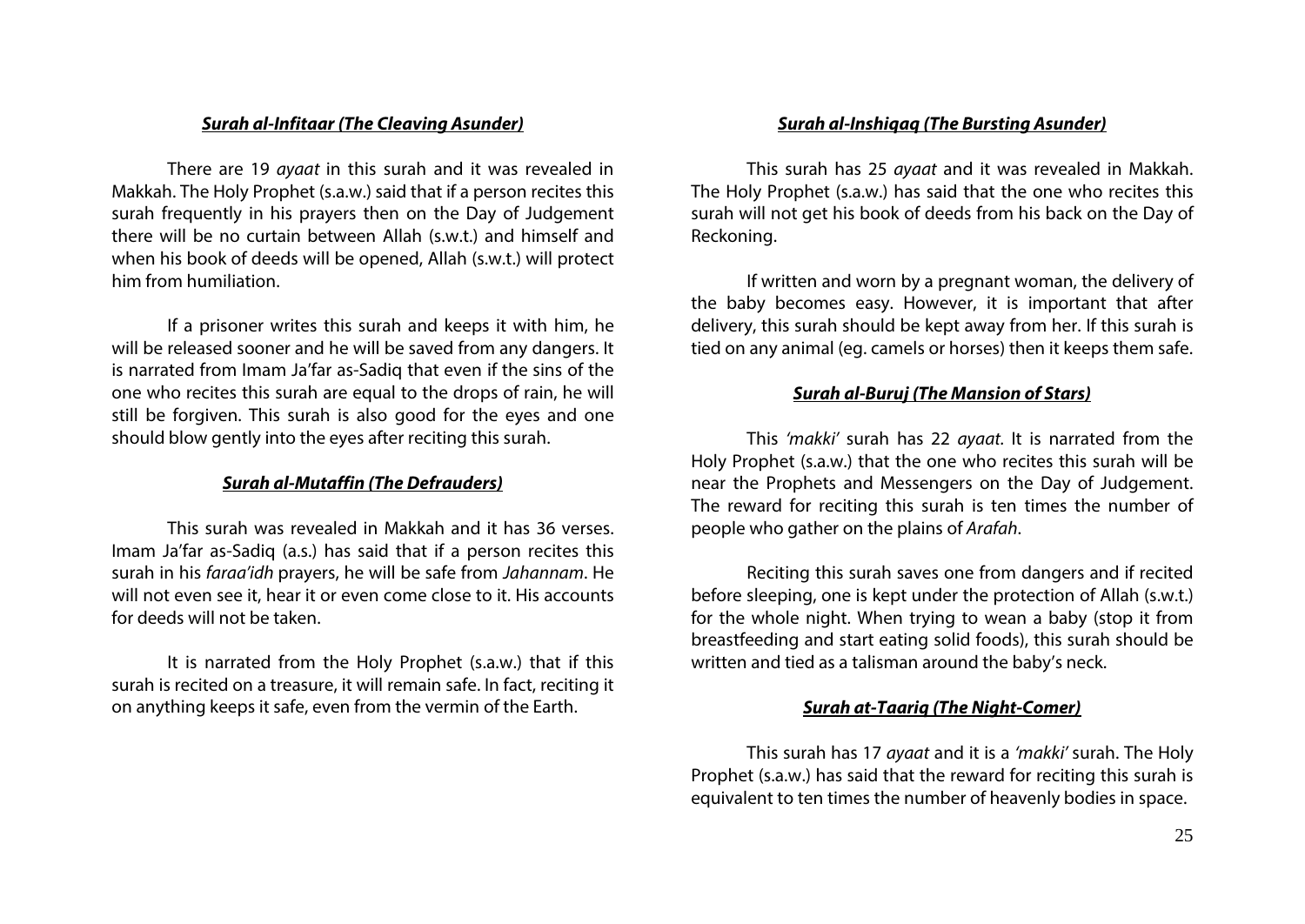### ***Surah al-Infitaar (The Cleaving Asunder)***

There are 19 *ayaat* in this surah and it was revealed in Makkah. The Holy Prophet (s.a.w.) said that if a person recites this surah frequently in his prayers then on the Day of Judgement there will be no curtain between Allah (s.w.t.) and himself and when his book of deeds will be opened, Allah (s.w.t.) will protect him from humiliation.

If a prisoner writes this surah and keeps it with him, he will be released sooner and he will be saved from any dangers. It is narrated from Imam Ja'far as-Sadiq that even if the sins of the one who recites this surah are equal to the drops of rain, he will still be forgiven. This surah is also good for the eyes and one should blow gently into the eyes after reciting this surah.

### ***Surah al-Mutaffin (The Defrauders)***

This surah was revealed in Makkah and it has 36 verses. Imam Ja'far as-Sadiq (a.s.) has said that if a person recites this surah in his *faraa'idh* prayers, he will be safe from *Jahannam*. He will not even see it, hear it or even come close to it. His accounts for deeds will not be taken.

It is narrated from the Holy Prophet (s.a.w.) that if this surah is recited on a treasure, it will remain safe. In fact, reciting it on anything keeps it safe, even from the vermin of the Earth.

### ***Surah al-Inshiqaq (The Bursting Asunder)***

This surah has 25 *ayaat* and it was revealed in Makkah. The Holy Prophet (s.a.w.) has said that the one who recites this surah will not get his book of deeds from his back on the Day of Reckoning.

If written and worn by a pregnant woman, the delivery of the baby becomes easy. However, it is important that after delivery, this surah should be kept away from her. If this surah is tied on any animal (eg. camels or horses) then it keeps them safe.

### ***Surah al-Buruj (The Mansion of Stars)***

This *'makki'* surah has 22 *ayaat*. It is narrated from the Holy Prophet (s.a.w.) that the one who recites this surah will be near the Prophets and Messengers on the Day of Judgement. The reward for reciting this surah is ten times the number of people who gather on the plains of *Arafah*.

Reciting this surah saves one from dangers and if recited before sleeping, one is kept under the protection of Allah (s.w.t.) for the whole night. When trying to wean a baby (stop it from breastfeeding and start eating solid foods), this surah should be written and tied as a talisman around the baby's neck.

### ***Surah at-Taariq (The Night-Comer)***

This surah has 17 *ayaat* and it is a *'makki'* surah. The Holy Prophet (s.a.w.) has said that the reward for reciting this surah is equivalent to ten times the number of heavenly bodies in space.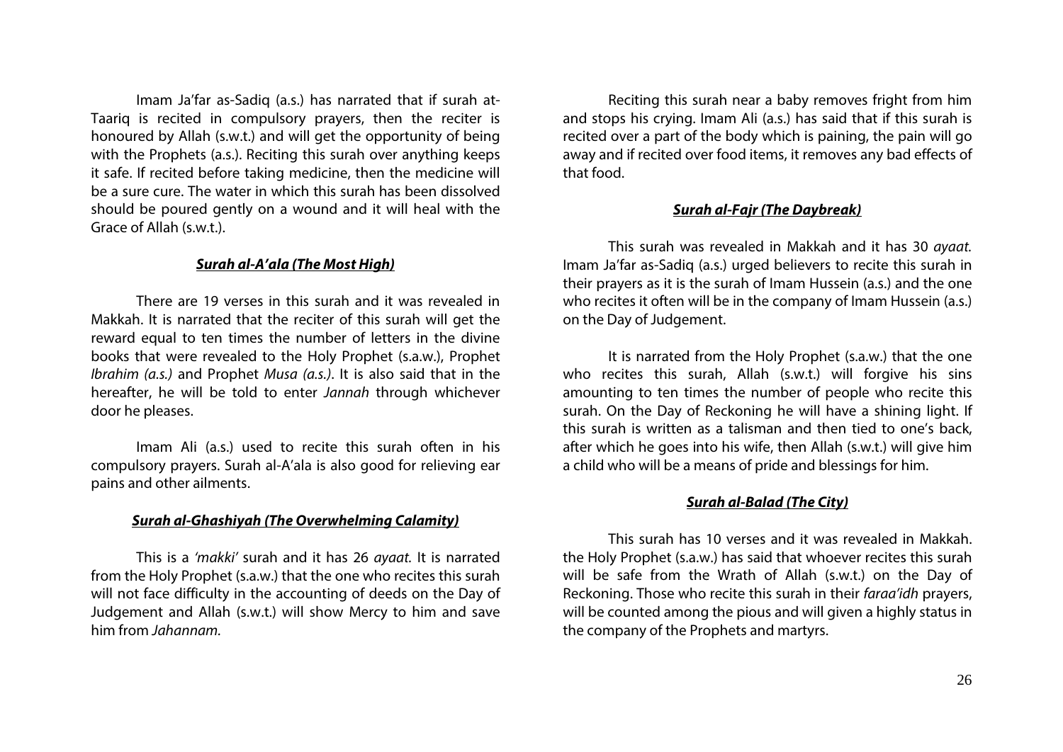Imam Ja'far as-Sadiq (a.s.) has narrated that if surah at-Taariq is recited in compulsory prayers, then the reciter is honoured by Allah (s.w.t.) and will get the opportunity of being with the Prophets (a.s.). Reciting this surah over anything keeps it safe. If recited before taking medicine, then the medicine will be a sure cure. The water in which this surah has been dissolved should be poured gently on a wound and it will heal with the Grace of Allah (s.w.t.).

### ***Surah al-A'ala (The Most High)***

There are 19 verses in this surah and it was revealed in Makkah. It is narrated that the reciter of this surah will get the reward equal to ten times the number of letters in the divine books that were revealed to the Holy Prophet (s.a.w.), Prophet *Ibrahim (a.s.)* and Prophet *Musa (a.s.)*. It is also said that in the hereafter, he will be told to enter *Jannah* through whichever door he pleases.

Imam Ali (a.s.) used to recite this surah often in his compulsory prayers. Surah al-A'ala is also good for relieving ear pains and other ailments.

### ***Surah al-Ghashiyah (The Overwhelming Calamity)***

This is a *'makki'* surah and it has 26 *ayaat.* It is narrated from the Holy Prophet (s.a.w.) that the one who recites this surah will not face difficulty in the accounting of deeds on the Day of Judgement and Allah (s.w.t.) will show Mercy to him and save him from *Jahannam.*

Reciting this surah near a baby removes fright from him and stops his crying. Imam Ali (a.s.) has said that if this surah is recited over a part of the body which is paining, the pain will go away and if recited over food items, it removes any bad effects of that food.

### ***Surah al-Fajr (The Daybreak)***

This surah was revealed in Makkah and it has 30 *ayaat.* Imam Ja'far as-Sadiq (a.s.) urged believers to recite this surah in their prayers as it is the surah of Imam Hussein (a.s.) and the one who recites it often will be in the company of Imam Hussein (a.s.) on the Day of Judgement.

It is narrated from the Holy Prophet (s.a.w.) that the one who recites this surah, Allah (s.w.t.) will forgive his sins amounting to ten times the number of people who recite this surah. On the Day of Reckoning he will have a shining light. If this surah is written as a talisman and then tied to one's back, after which he goes into his wife, then Allah (s.w.t.) will give him a child who will be a means of pride and blessings for him.

### ***Surah al-Balad (The City)***

This surah has 10 verses and it was revealed in Makkah. the Holy Prophet (s.a.w.) has said that whoever recites this surah will be safe from the Wrath of Allah (s.w.t.) on the Day of Reckoning. Those who recite this surah in their *faraa'idh* prayers, will be counted among the pious and will given a highly status in the company of the Prophets and martyrs.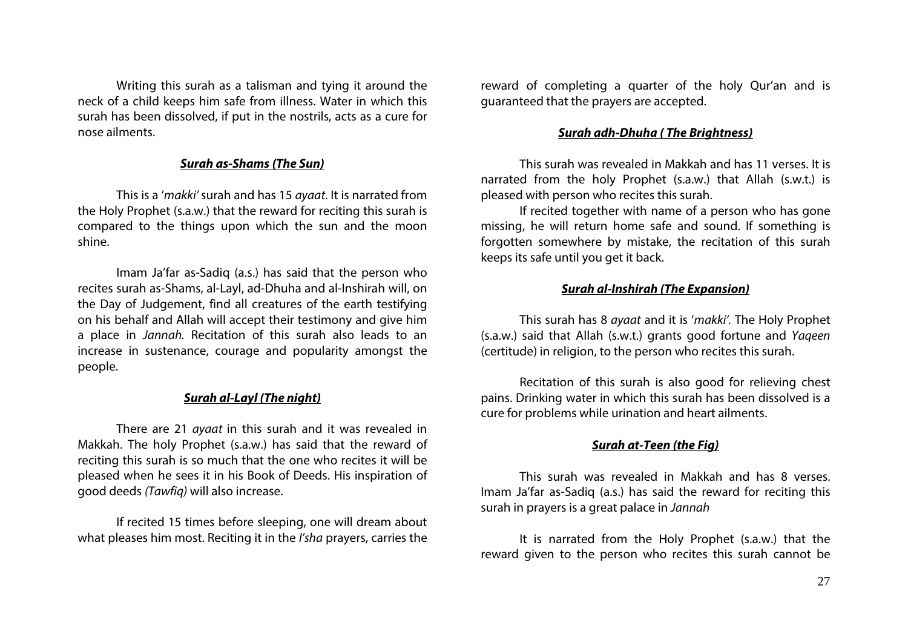Writing this surah as a talisman and tying it around the neck of a child keeps him safe from illness. Water in which this surah has been dissolved, if put in the nostrils, acts as a cure for nose ailments.

### ***Surah as-Shams (The Sun)***

This is a '*makki'* surah and has 15 *ayaat*. It is narrated from the Holy Prophet (s.a.w.) that the reward for reciting this surah is compared to the things upon which the sun and the moon shine.

Imam Ja'far as-Sadiq (a.s.) has said that the person who recites surah as-Shams, al-Layl, ad-Dhuha and al-Inshirah will, on the Day of Judgement, find all creatures of the earth testifying on his behalf and Allah will accept their testimony and give him a place in *Jannah.* Recitation of this surah also leads to an increase in sustenance, courage and popularity amongst the people.

### ***Surah al-Layl (The night)***

There are 21 *ayaat* in this surah and it was revealed in Makkah. The holy Prophet (s.a.w.) has said that the reward of reciting this surah is so much that the one who recites it will be pleased when he sees it in his Book of Deeds. His inspiration of good deeds *(Tawfiq)* will also increase.

If recited 15 times before sleeping, one will dream about what pleases him most. Reciting it in the *I'sha* prayers, carries the reward of completing a quarter of the holy Qur'an and is guaranteed that the prayers are accepted.

### ***Surah adh-Dhuha ( The Brightness)***

This surah was revealed in Makkah and has 11 verses. It is narrated from the holy Prophet (s.a.w.) that Allah (s.w.t.) is pleased with person who recites this surah.

If recited together with name of a person who has gone missing, he will return home safe and sound. If something is forgotten somewhere by mistake, the recitation of this surah keeps its safe until you get it back.

### ***Surah al-Inshirah (The Expansion)***

This surah has 8 *ayaat* and it is '*makki'*. The Holy Prophet (s.a.w.) said that Allah (s.w.t.) grants good fortune and *Yaqeen* (certitude) in religion, to the person who recites this surah.

Recitation of this surah is also good for relieving chest pains. Drinking water in which this surah has been dissolved is a cure for problems while urination and heart ailments.

### ***Surah at-Teen (the Fig)***

This surah was revealed in Makkah and has 8 verses. Imam Ja'far as-Sadiq (a.s.) has said the reward for reciting this surah in prayers is a great palace in *Jannah*

It is narrated from the Holy Prophet (s.a.w.) that the reward given to the person who recites this surah cannot be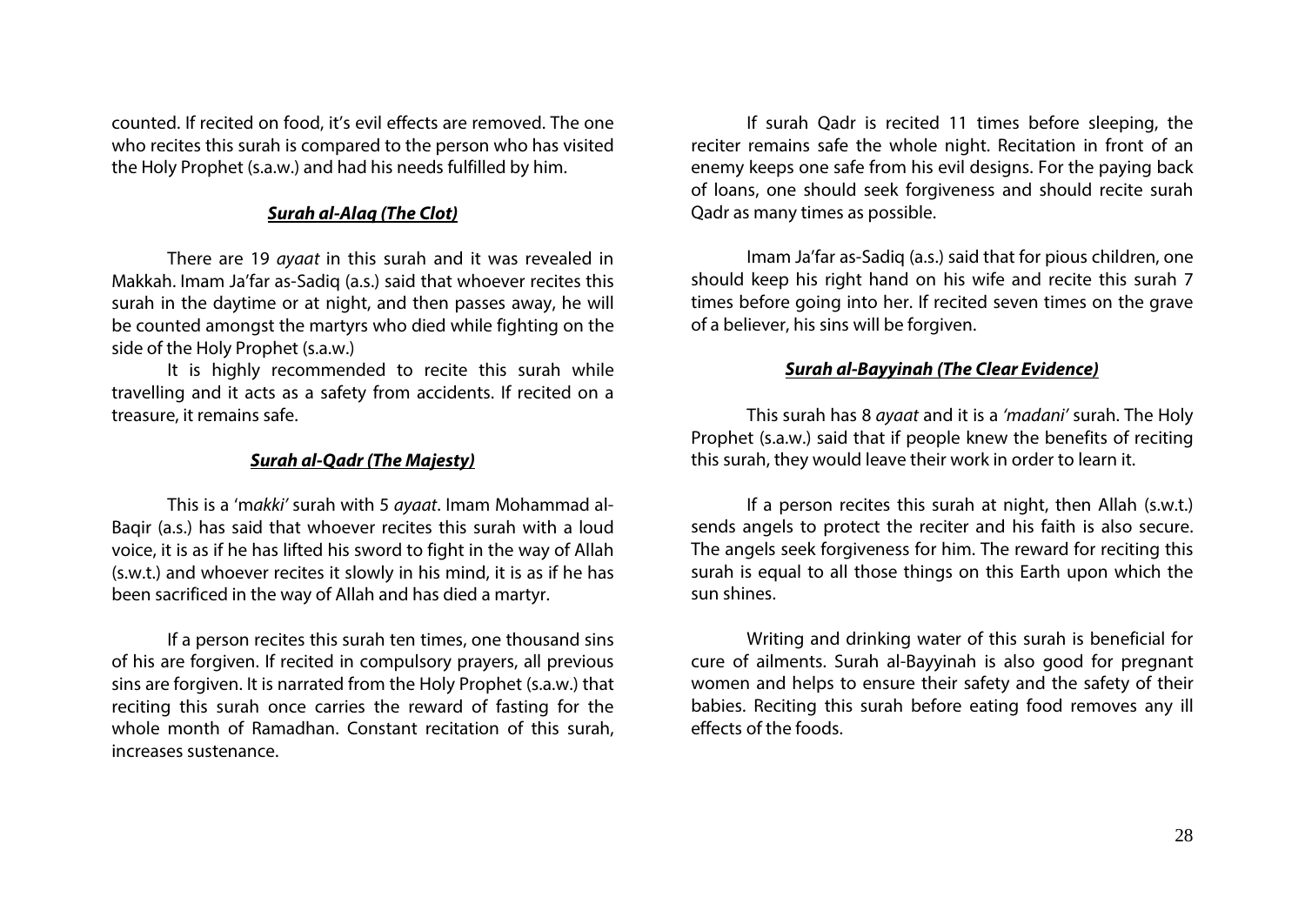counted. If recited on food, it's evil effects are removed. The one who recites this surah is compared to the person who has visited the Holy Prophet (s.a.w.) and had his needs fulfilled by him.

### ***Surah al-Alaq (The Clot)***

There are 19 *ayaat* in this surah and it was revealed in Makkah. Imam Ja'far as-Sadiq (a.s.) said that whoever recites this surah in the daytime or at night, and then passes away, he will be counted amongst the martyrs who died while fighting on the side of the Holy Prophet (s.a.w.)

It is highly recommended to recite this surah while travelling and it acts as a safety from accidents. If recited on a treasure, it remains safe.

### ***Surah al-Qadr (The Majesty)***

This is a 'm*akki'* surah with 5 *ayaat*. Imam Mohammad al-Baqir (a.s.) has said that whoever recites this surah with a loud voice, it is as if he has lifted his sword to fight in the way of Allah (s.w.t.) and whoever recites it slowly in his mind, it is as if he has been sacrificed in the way of Allah and has died a martyr.

If a person recites this surah ten times, one thousand sins of his are forgiven. If recited in compulsory prayers, all previous sins are forgiven. It is narrated from the Holy Prophet (s.a.w.) that reciting this surah once carries the reward of fasting for the whole month of Ramadhan. Constant recitation of this surah, increases sustenance.

If surah Qadr is recited 11 times before sleeping, the reciter remains safe the whole night. Recitation in front of an enemy keeps one safe from his evil designs. For the paying back of loans, one should seek forgiveness and should recite surah Qadr as many times as possible.

Imam Ja'far as-Sadiq (a.s.) said that for pious children, one should keep his right hand on his wife and recite this surah 7 times before going into her. If recited seven times on the grave of a believer, his sins will be forgiven.

### ***Surah al-Bayyinah (The Clear Evidence)***

This surah has 8 *ayaat* and it is a *'madani'* surah. The Holy Prophet (s.a.w.) said that if people knew the benefits of reciting this surah, they would leave their work in order to learn it.

If a person recites this surah at night, then Allah (s.w.t.) sends angels to protect the reciter and his faith is also secure. The angels seek forgiveness for him. The reward for reciting this surah is equal to all those things on this Earth upon which the sun shines.

Writing and drinking water of this surah is beneficial for cure of ailments. Surah al-Bayyinah is also good for pregnant women and helps to ensure their safety and the safety of their babies. Reciting this surah before eating food removes any ill effects of the foods.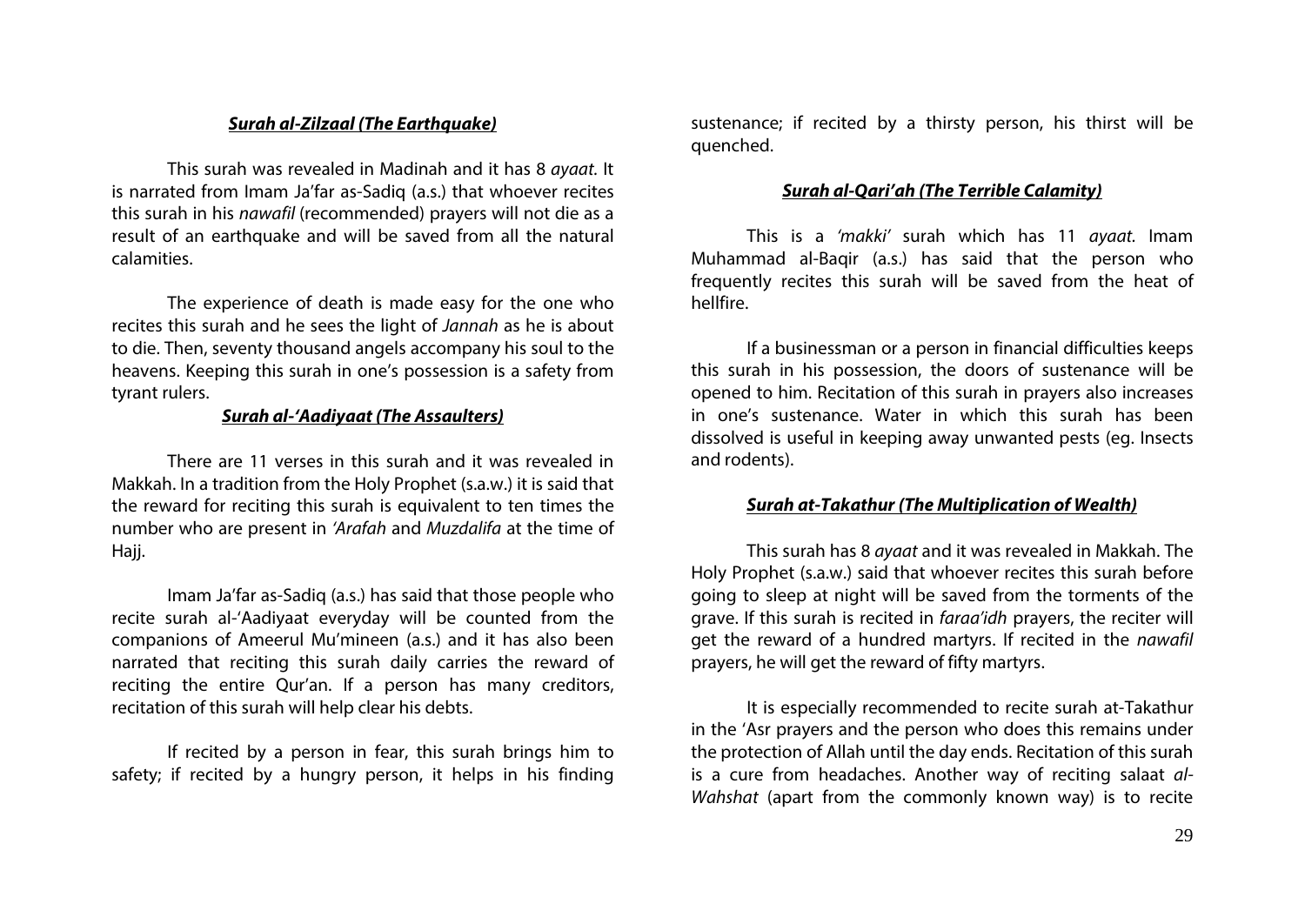### ***Surah al-Zilzaal (The Earthquake)***

This surah was revealed in Madinah and it has 8 *ayaat*. It is narrated from Imam Ja'far as-Sadiq (a.s.) that whoever recites this surah in his *nawafil* (recommended) prayers will not die as a result of an earthquake and will be saved from all the natural calamities.

The experience of death is made easy for the one who recites this surah and he sees the light of *Jannah* as he is about to die. Then, seventy thousand angels accompany his soul to the heavens. Keeping this surah in one's possession is a safety from tyrant rulers.

### ***Surah al-'Aadiyaat (The Assaulters)***

There are 11 verses in this surah and it was revealed in Makkah. In a tradition from the Holy Prophet (s.a.w.) it is said that the reward for reciting this surah is equivalent to ten times the number who are present in *'Arafah* and *Muzdalifa* at the time of Hajj.

Imam Ja'far as-Sadiq (a.s.) has said that those people who recite surah al-'Aadiyaat everyday will be counted from the companions of Ameerul Mu'mineen (a.s.) and it has also been narrated that reciting this surah daily carries the reward of reciting the entire Qur'an. If a person has many creditors, recitation of this surah will help clear his debts.

If recited by a person in fear, this surah brings him to safety; if recited by a hungry person, it helps in his finding sustenance; if recited by a thirsty person, his thirst will be quenched.

### ***Surah al-Qari'ah (The Terrible Calamity)***

This is a *'makki'* surah which has 11 *ayaat*. Imam Muhammad al-Baqir (a.s.) has said that the person who frequently recites this surah will be saved from the heat of hellfire.

If a businessman or a person in financial difficulties keeps this surah in his possession, the doors of sustenance will be opened to him. Recitation of this surah in prayers also increases in one's sustenance. Water in which this surah has been dissolved is useful in keeping away unwanted pests (eg. Insects and rodents).

### ***Surah at-Takathur (The Multiplication of Wealth)***

This surah has 8 *ayaat* and it was revealed in Makkah. The Holy Prophet (s.a.w.) said that whoever recites this surah before going to sleep at night will be saved from the torments of the grave. If this surah is recited in *faraa'idh* prayers, the reciter will get the reward of a hundred martyrs. If recited in the *nawafil* prayers, he will get the reward of fifty martyrs.

It is especially recommended to recite surah at-Takathur in the 'Asr prayers and the person who does this remains under the protection of Allah until the day ends. Recitation of this surah is a cure from headaches. Another way of reciting salaat *al-Wahshat* (apart from the commonly known way) is to recite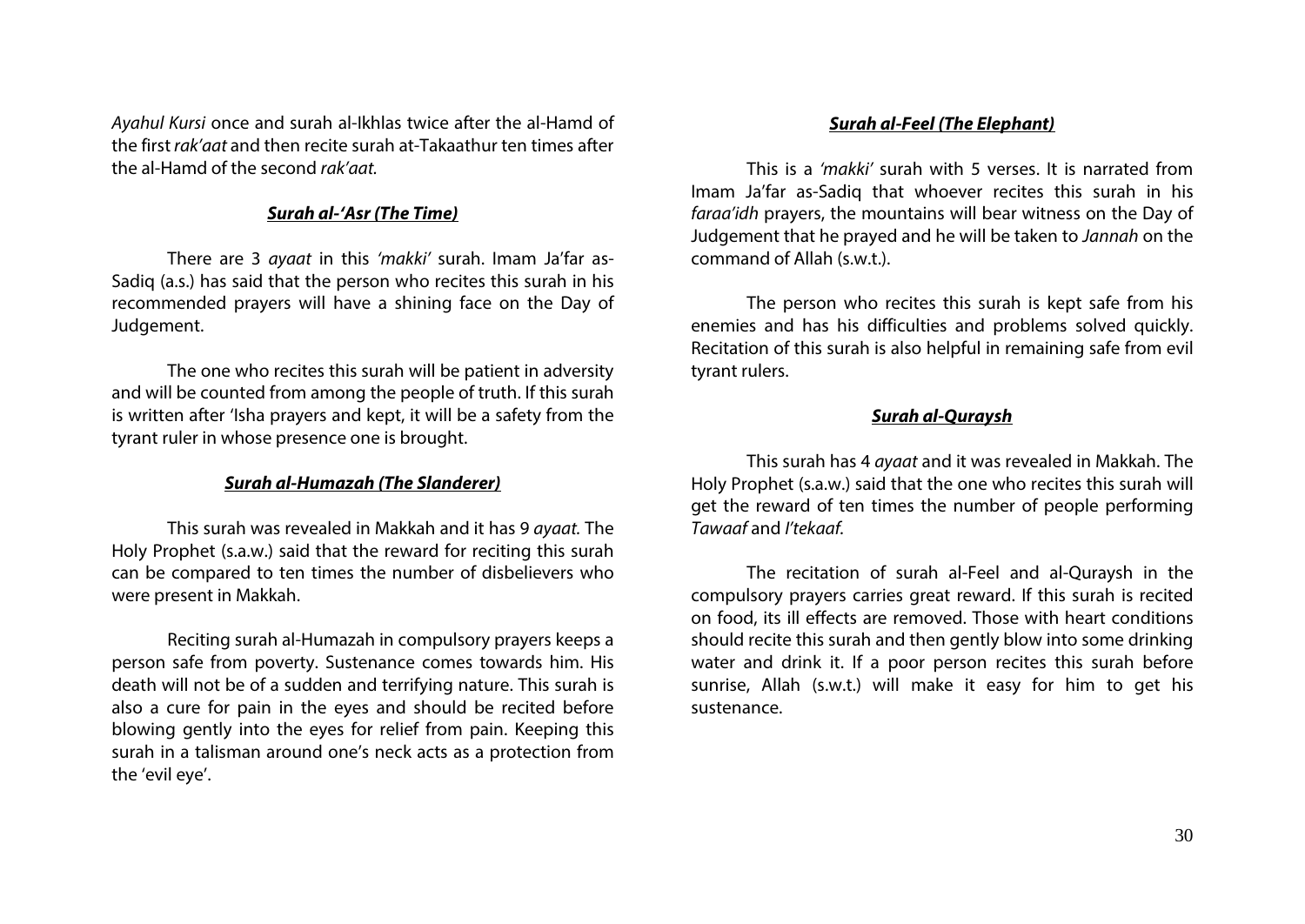*Ayahul Kursi* once and surah al-Ikhlas twice after the al-Hamd of the first *rak'aat* and then recite surah at-Takaathur ten times after the al-Hamd of the second *rak'aat.*

### ***Surah al-'Asr (The Time)***

There are 3 *ayaat* in this *'makki'* surah. Imam Ja'far as-Sadiq (a.s.) has said that the person who recites this surah in his recommended prayers will have a shining face on the Day of Judgement.

The one who recites this surah will be patient in adversity and will be counted from among the people of truth. If this surah is written after 'Isha prayers and kept, it will be a safety from the tyrant ruler in whose presence one is brought.

### ***Surah al-Humazah (The Slanderer)***

This surah was revealed in Makkah and it has 9 *ayaat.* The Holy Prophet (s.a.w.) said that the reward for reciting this surah can be compared to ten times the number of disbelievers who were present in Makkah.

Reciting surah al-Humazah in compulsory prayers keeps a person safe from poverty. Sustenance comes towards him. His death will not be of a sudden and terrifying nature. This surah is also a cure for pain in the eyes and should be recited before blowing gently into the eyes for relief from pain. Keeping this surah in a talisman around one's neck acts as a protection from the 'evil eye'.

### ***Surah al-Feel (The Elephant)***

This is a *'makki'* surah with 5 verses. It is narrated from Imam Ja'far as-Sadiq that whoever recites this surah in his *faraa'idh* prayers, the mountains will bear witness on the Day of Judgement that he prayed and he will be taken to *Jannah* on the command of Allah (s.w.t.).

The person who recites this surah is kept safe from his enemies and has his difficulties and problems solved quickly. Recitation of this surah is also helpful in remaining safe from evil tyrant rulers.

### ***Surah al-Quraysh***

This surah has 4 *ayaat* and it was revealed in Makkah. The Holy Prophet (s.a.w.) said that the one who recites this surah will get the reward of ten times the number of people performing *Tawaaf* and *I'tekaaf.*

The recitation of surah al-Feel and al-Quraysh in the compulsory prayers carries great reward. If this surah is recited on food, its ill effects are removed. Those with heart conditions should recite this surah and then gently blow into some drinking water and drink it. If a poor person recites this surah before sunrise, Allah (s.w.t.) will make it easy for him to get his sustenance.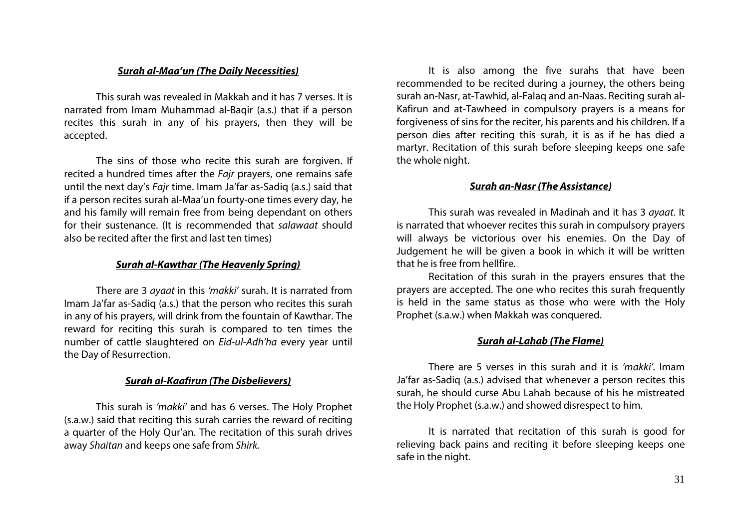### ***Surah al-Maa'un (The Daily Necessities)***

This surah was revealed in Makkah and it has 7 verses. It is narrated from Imam Muhammad al-Baqir (a.s.) that if a person recites this surah in any of his prayers, then they will be accepted.

The sins of those who recite this surah are forgiven. If recited a hundred times after the *Fajr* prayers, one remains safe until the next day's *Fajr* time. Imam Ja'far as-Sadiq (a.s.) said that if a person recites surah al-Maa'un fourty-one times every day, he and his family will remain free from being dependant on others for their sustenance. (It is recommended that *salawaat* should also be recited after the first and last ten times)

### ***Surah al-Kawthar (The Heavenly Spring)***

There are 3 *ayaat* in this *'makki'* surah. It is narrated from Imam Ja'far as-Sadiq (a.s.) that the person who recites this surah in any of his prayers, will drink from the fountain of Kawthar. The reward for reciting this surah is compared to ten times the number of cattle slaughtered on *Eid-ul-Adh'ha* every year until the Day of Resurrection.

### ***Surah al-Kaafirun (The Disbelievers)***

This surah is *'makki'* and has 6 verses. The Holy Prophet (s.a.w.) said that reciting this surah carries the reward of reciting a quarter of the Holy Qur'an. The recitation of this surah drives away *Shaitan* and keeps one safe from *Shirk.*

It is also among the five surahs that have been recommended to be recited during a journey, the others being surah an-Nasr, at-Tawhid, al-Falaq and an-Naas. Reciting surah al-Kafirun and at-Tawheed in compulsory prayers is a means for forgiveness of sins for the reciter, his parents and his children. If a person dies after reciting this surah, it is as if he has died a martyr. Recitation of this surah before sleeping keeps one safe the whole night.

### ***Surah an-Nasr (The Assistance)***

This surah was revealed in Madinah and it has 3 *ayaat*. It is narrated that whoever recites this surah in compulsory prayers will always be victorious over his enemies. On the Day of Judgement he will be given a book in which it will be written that he is free from hellfire.

Recitation of this surah in the prayers ensures that the prayers are accepted. The one who recites this surah frequently is held in the same status as those who were with the Holy Prophet (s.a.w.) when Makkah was conquered.

### ***Surah al-Lahab (The Flame)***

There are 5 verses in this surah and it is *'makki'*. Imam Ja'far as-Sadiq (a.s.) advised that whenever a person recites this surah, he should curse Abu Lahab because of his he mistreated the Holy Prophet (s.a.w.) and showed disrespect to him.

It is narrated that recitation of this surah is good for relieving back pains and reciting it before sleeping keeps one safe in the night.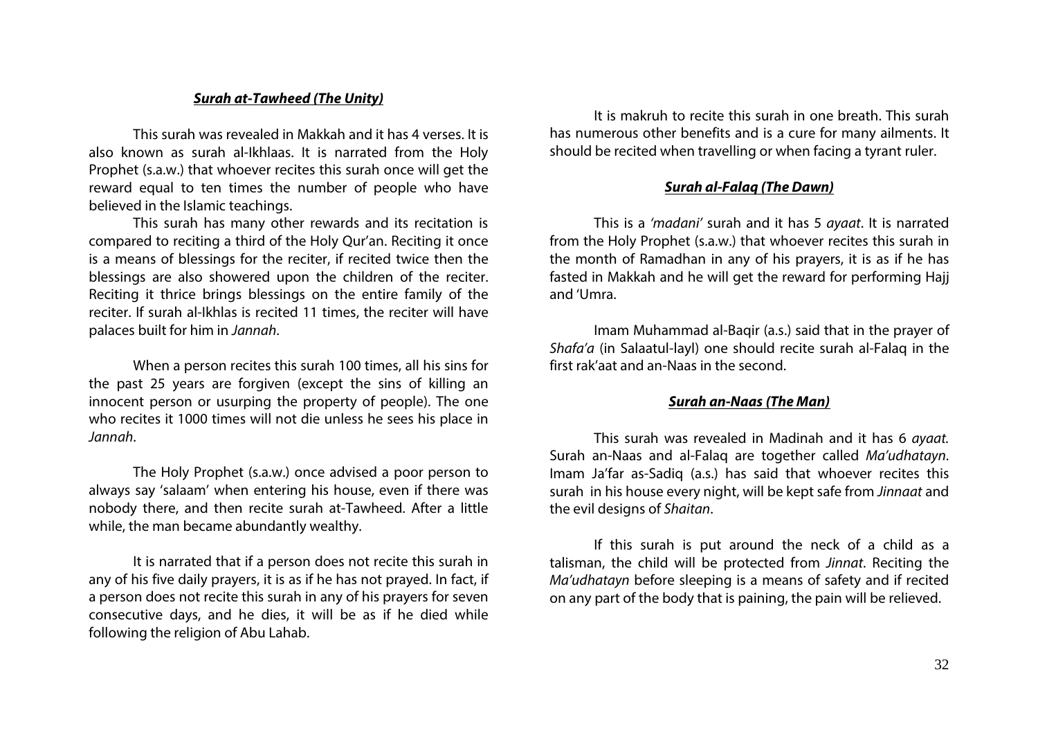### ***Surah at-Tawheed (The Unity)***

This surah was revealed in Makkah and it has 4 verses. It is also known as surah al-Ikhlaas. It is narrated from the Holy Prophet (s.a.w.) that whoever recites this surah once will get the reward equal to ten times the number of people who have believed in the Islamic teachings.

This surah has many other rewards and its recitation is compared to reciting a third of the Holy Qur'an. Reciting it once is a means of blessings for the reciter, if recited twice then the blessings are also showered upon the children of the reciter. Reciting it thrice brings blessings on the entire family of the reciter. If surah al-Ikhlas is recited 11 times, the reciter will have palaces built for him in *Jannah*.

When a person recites this surah 100 times, all his sins for the past 25 years are forgiven (except the sins of killing an innocent person or usurping the property of people). The one who recites it 1000 times will not die unless he sees his place in *Jannah*.

The Holy Prophet (s.a.w.) once advised a poor person to always say 'salaam' when entering his house, even if there was nobody there, and then recite surah at-Tawheed. After a little while, the man became abundantly wealthy.

It is narrated that if a person does not recite this surah in any of his five daily prayers, it is as if he has not prayed. In fact, if a person does not recite this surah in any of his prayers for seven consecutive days, and he dies, it will be as if he died while following the religion of Abu Lahab.

It is makruh to recite this surah in one breath. This surah has numerous other benefits and is a cure for many ailments. It should be recited when travelling or when facing a tyrant ruler.

### ***Surah al-Falaq (The Dawn)***

This is a *'madani'* surah and it has 5 *ayaat*. It is narrated from the Holy Prophet (s.a.w.) that whoever recites this surah in the month of Ramadhan in any of his prayers, it is as if he has fasted in Makkah and he will get the reward for performing Hajj and 'Umra.

Imam Muhammad al-Baqir (a.s.) said that in the prayer of *Shafa'a* (in Salaatul-layl) one should recite surah al-Falaq in the first rak'aat and an-Naas in the second.

### ***Surah an-Naas (The Man)***

This surah was revealed in Madinah and it has 6 *ayaat.* Surah an-Naas and al-Falaq are together called *Ma'udhatayn*. Imam Ja'far as-Sadiq (a.s.) has said that whoever recites this surah in his house every night, will be kept safe from *Jinnaat* and the evil designs of *Shaitan*.

If this surah is put around the neck of a child as a talisman, the child will be protected from *Jinnat*. Reciting the *Ma'udhatayn* before sleeping is a means of safety and if recited on any part of the body that is paining, the pain will be relieved.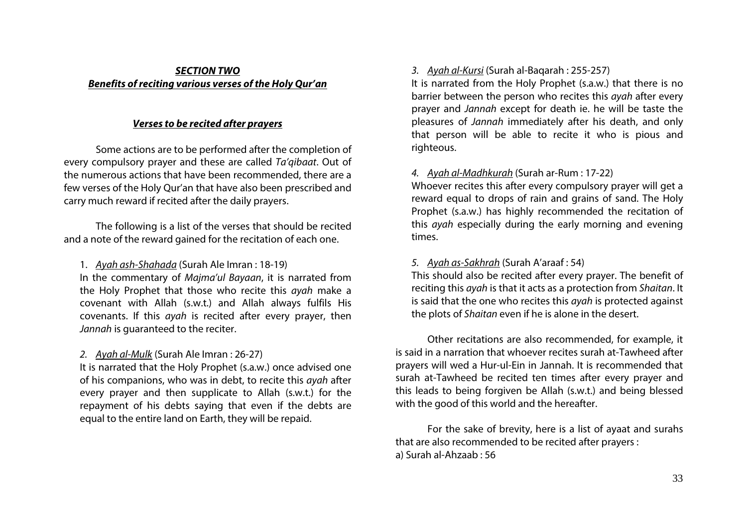### ***SECTION TWO***
### ***Benefits of reciting various verses of the Holy Qur'an***

#### ***Verses to be recited after prayers***

Some actions are to be performed after the completion of every compulsory prayer and these are called *Ta'qibaat*. Out of the numerous actions that have been recommended, there are a few verses of the Holy Qur'an that have also been prescribed and carry much reward if recited after the daily prayers.

The following is a list of the verses that should be recited and a note of the reward gained for the recitation of each one.

1. *Ayah ash-Shahada* (Surah Ale Imran : 18-19)
In the commentary of *Majma'ul Bayaan*, it is narrated from the Holy Prophet that those who recite this *ayah* make a covenant with Allah (s.w.t.) and Allah always fulfils His covenants. If this *ayah* is recited after every prayer, then *Jannah* is guaranteed to the reciter.

2. *Ayah al-Mulk* (Surah Ale Imran : 26-27)
It is narrated that the Holy Prophet (s.a.w.) once advised one of his companions, who was in debt, to recite this *ayah* after every prayer and then supplicate to Allah (s.w.t.) for the repayment of his debts saying that even if the debts are equal to the entire land on Earth, they will be repaid.

3. *Ayah al-Kursi* (Surah al-Baqarah : 255-257)
It is narrated from the Holy Prophet (s.a.w.) that there is no barrier between the person who recites this *ayah* after every prayer and *Jannah* except for death ie. he will be taste the pleasures of *Jannah* immediately after his death, and only that person will be able to recite it who is pious and righteous.

4. *Ayah al-Madhkurah* (Surah ar-Rum : 17-22)
Whoever recites this after every compulsory prayer will get a reward equal to drops of rain and grains of sand. The Holy Prophet (s.a.w.) has highly recommended the recitation of this *ayah* especially during the early morning and evening times.

5. *Ayah as-Sakhrah* (Surah A'araaf : 54)
This should also be recited after every prayer. The benefit of reciting this *ayah* is that it acts as a protection from *Shaitan*. It is said that the one who recites this *ayah* is protected against the plots of *Shaitan* even if he is alone in the desert.

Other recitations are also recommended, for example, it is said in a narration that whoever recites surah at-Tawheed after prayers will wed a Hur-ul-Ein in Jannah. It is recommended that surah at-Tawheed be recited ten times after every prayer and this leads to being forgiven be Allah (s.w.t.) and being blessed with the good of this world and the hereafter.

For the sake of brevity, here is a list of ayaat and surahs that are also recommended to be recited after prayers :
a) Surah al-Ahzaab : 56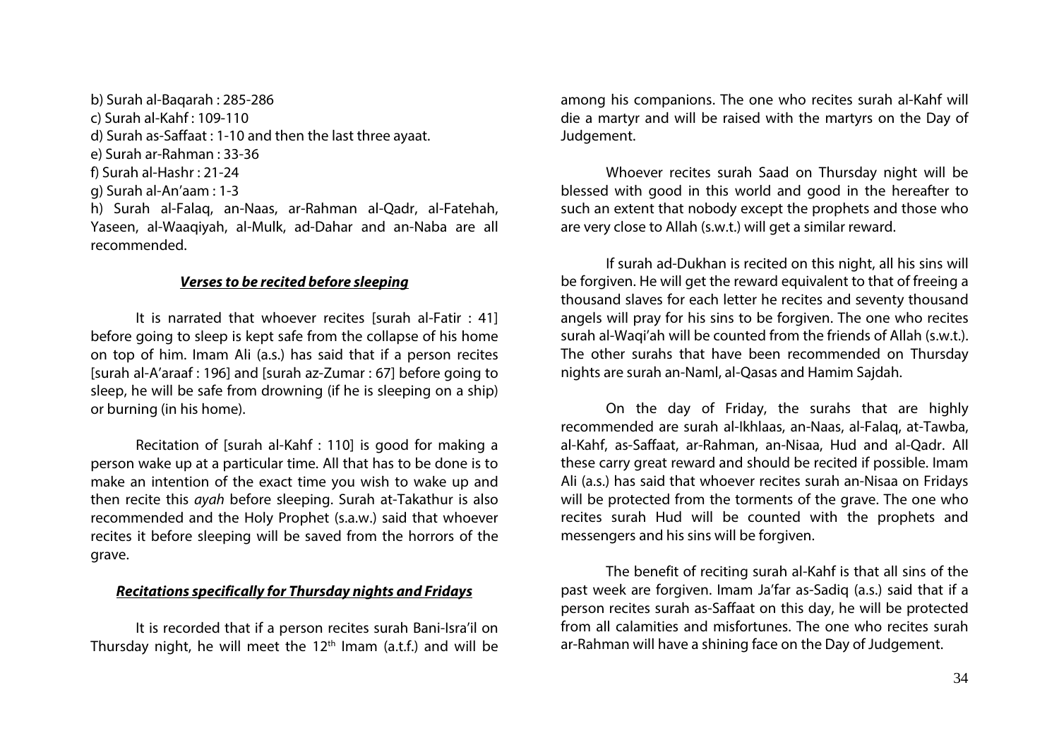b) Surah al-Baqarah : 285-286
c) Surah al-Kahf : 109-110
d) Surah as-Saffaat : 1-10 and then the last three ayaat.
e) Surah ar-Rahman : 33-36
f) Surah al-Hashr : 21-24
g) Surah al-An'aam : 1-3
h) Surah al-Falaq, an-Naas, ar-Rahman al-Qadr, al-Fatehah, Yaseen, al-Waaqiyah, al-Mulk, ad-Dahar and an-Naba are all recommended.

***Verses to be recited before sleeping***

It is narrated that whoever recites [surah al-Fatir : 41] before going to sleep is kept safe from the collapse of his home on top of him. Imam Ali (a.s.) has said that if a person recites [surah al-A'araaf : 196] and [surah az-Zumar : 67] before going to sleep, he will be safe from drowning (if he is sleeping on a ship) or burning (in his home).

Recitation of [surah al-Kahf : 110] is good for making a person wake up at a particular time. All that has to be done is to make an intention of the exact time you wish to wake up and then recite this *ayah* before sleeping. Surah at-Takathur is also recommended and the Holy Prophet (s.a.w.) said that whoever recites it before sleeping will be saved from the horrors of the grave.

***Recitations specifically for Thursday nights and Fridays***

It is recorded that if a person recites surah Bani-Isra'il on Thursday night, he will meet the 12th Imam (a.t.f.) and will be among his companions. The one who recites surah al-Kahf will die a martyr and will be raised with the martyrs on the Day of Judgement.

Whoever recites surah Saad on Thursday night will be blessed with good in this world and good in the hereafter to such an extent that nobody except the prophets and those who are very close to Allah (s.w.t.) will get a similar reward.

If surah ad-Dukhan is recited on this night, all his sins will be forgiven. He will get the reward equivalent to that of freeing a thousand slaves for each letter he recites and seventy thousand angels will pray for his sins to be forgiven. The one who recites surah al-Waqi'ah will be counted from the friends of Allah (s.w.t.). The other surahs that have been recommended on Thursday nights are surah an-Naml, al-Qasas and Hamim Sajdah.

On the day of Friday, the surahs that are highly recommended are surah al-Ikhlaas, an-Naas, al-Falaq, at-Tawba, al-Kahf, as-Saffaat, ar-Rahman, an-Nisaa, Hud and al-Qadr. All these carry great reward and should be recited if possible. Imam Ali (a.s.) has said that whoever recites surah an-Nisaa on Fridays will be protected from the torments of the grave. The one who recites surah Hud will be counted with the prophets and messengers and his sins will be forgiven.

The benefit of reciting surah al-Kahf is that all sins of the past week are forgiven. Imam Ja'far as-Sadiq (a.s.) said that if a person recites surah as-Saffaat on this day, he will be protected from all calamities and misfortunes. The one who recites surah ar-Rahman will have a shining face on the Day of Judgement.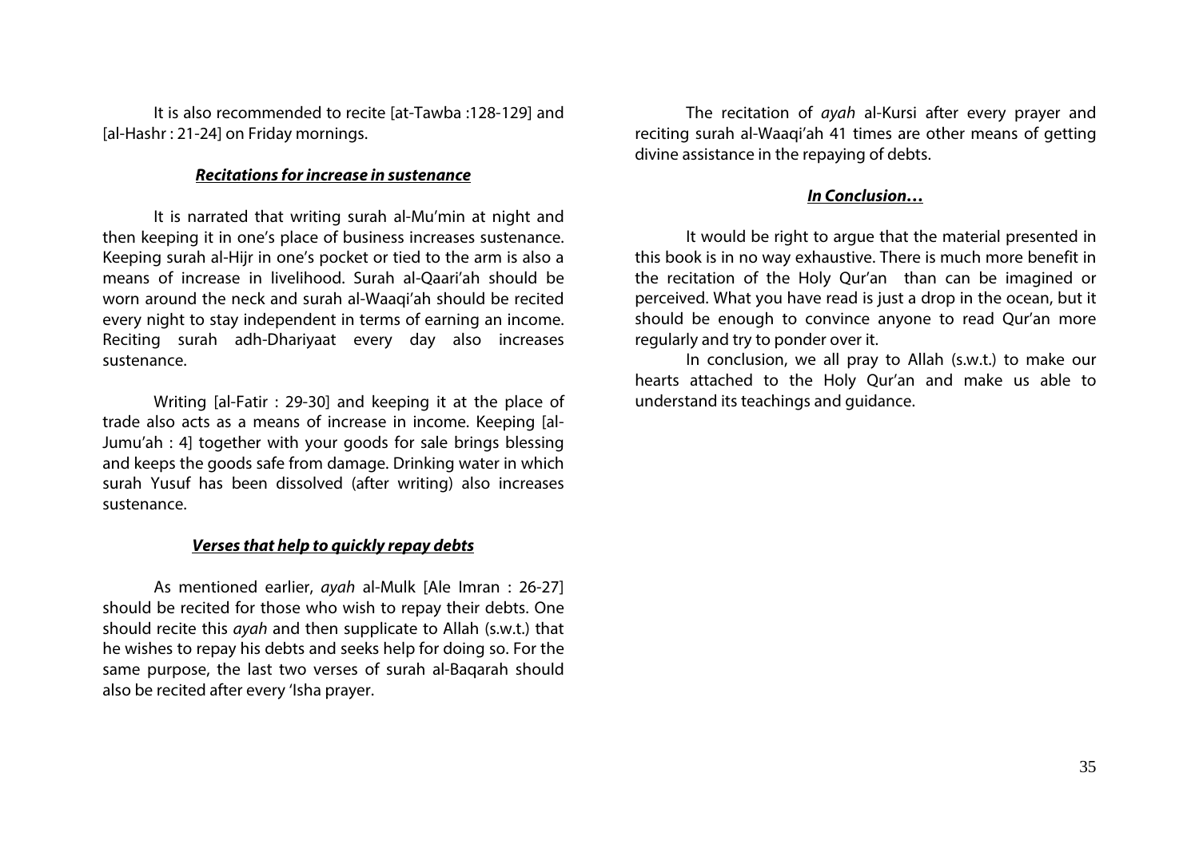It is also recommended to recite [at-Tawba :128-129] and [al-Hashr : 21-24] on Friday mornings.

***Recitations for increase in sustenance***

It is narrated that writing surah al-Mu'min at night and then keeping it in one's place of business increases sustenance. Keeping surah al-Hijr in one's pocket or tied to the arm is also a means of increase in livelihood. Surah al-Qaari'ah should be worn around the neck and surah al-Waaqi'ah should be recited every night to stay independent in terms of earning an income. Reciting surah adh-Dhariyaat every day also increases sustenance.

Writing [al-Fatir : 29-30] and keeping it at the place of trade also acts as a means of increase in income. Keeping [al-Jumu'ah : 4] together with your goods for sale brings blessing and keeps the goods safe from damage. Drinking water in which surah Yusuf has been dissolved (after writing) also increases sustenance.

***Verses that help to quickly repay debts***

As mentioned earlier, *ayah* al-Mulk [Ale Imran : 26-27] should be recited for those who wish to repay their debts. One should recite this *ayah* and then supplicate to Allah (s.w.t.) that he wishes to repay his debts and seeks help for doing so. For the same purpose, the last two verses of surah al-Baqarah should also be recited after every 'Isha prayer.

The recitation of *ayah* al-Kursi after every prayer and reciting surah al-Waaqi'ah 41 times are other means of getting divine assistance in the repaying of debts.

***In Conclusion…***

It would be right to argue that the material presented in this book is in no way exhaustive. There is much more benefit in the recitation of the Holy Qur'an than can be imagined or perceived. What you have read is just a drop in the ocean, but it should be enough to convince anyone to read Qur'an more regularly and try to ponder over it.

In conclusion, we all pray to Allah (s.w.t.) to make our hearts attached to the Holy Qur'an and make us able to understand its teachings and guidance.